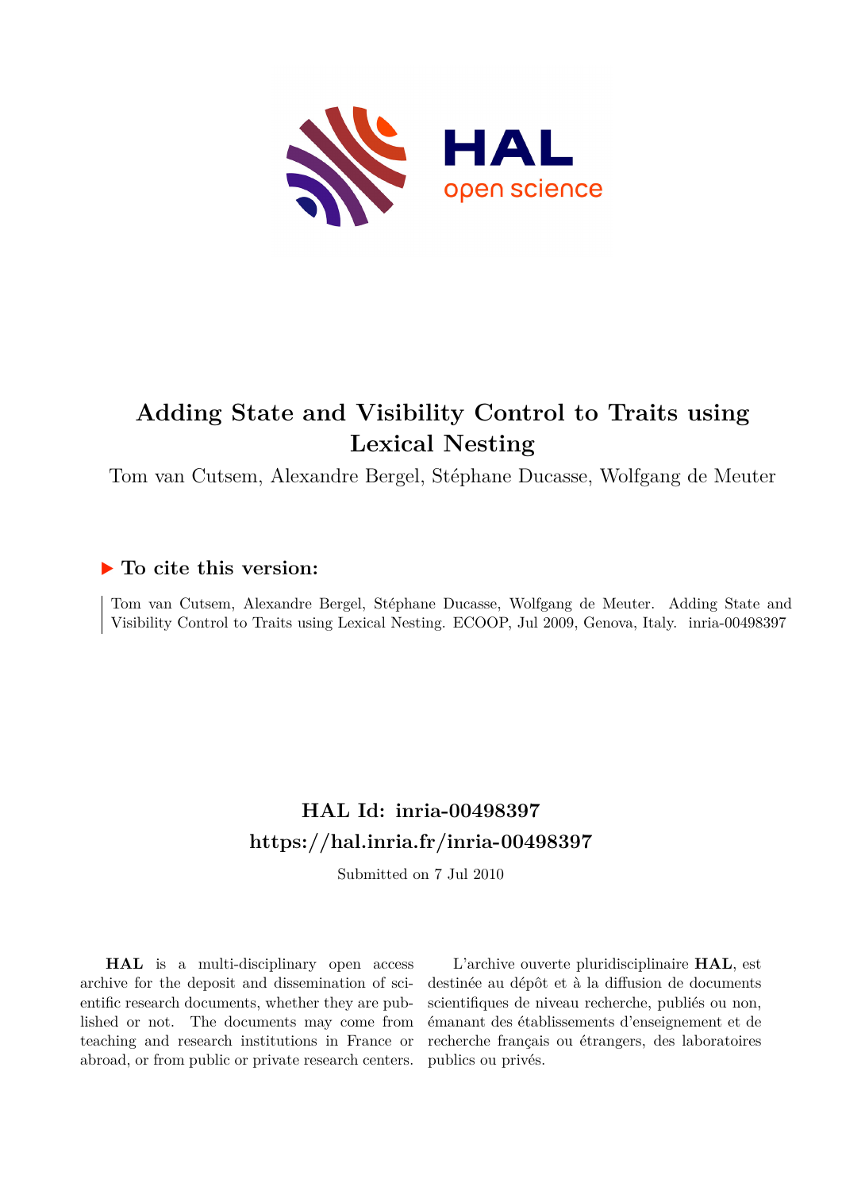# Adding State and Visibility Control to Traits using Lexical Nesting

Tom van Cutsem, Alexandre Bergel, Stéphane Ducasse, Wolfgang de Meuter

## ▶ To cite this version:

Tom van Cutsem, Alexandre Bergel, Stéphane Ducasse, Wolfgang de Meuter. Adding State and Visibility Control to Traits using Lexical Nesting. ECOOP, Jul 2009, Genova, Italy. inria-00498397

## HAL Id: inria-00498397
## https://hal.inria.fr/inria-00498397

Submitted on 7 Jul 2010

**HAL** is a multi-disciplinary open access archive for the deposit and dissemination of scientific research documents, whether they are published or not. The documents may come from teaching and research institutions in France or abroad, or from public or private research centers.

L'archive ouverte pluridisciplinaire **HAL**, est destinée au dépôt et à la diffusion de documents scientifiques de niveau recherche, publiés ou non, émanant des établissements d'enseignement et de recherche français ou étrangers, des laboratoires publics ou privés.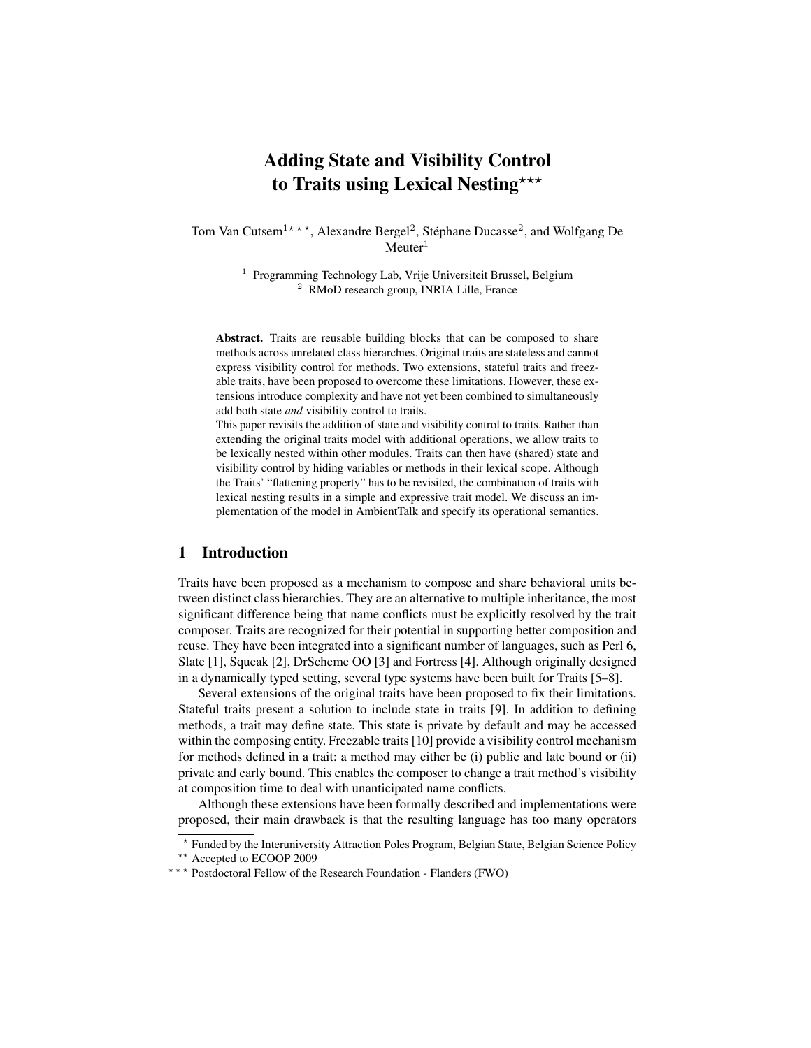# Adding State and Visibility Control to Traits using Lexical Nesting***

Tom Van Cutsem[1***], Alexandre Bergel[2], Stéphane Ducasse[2], and Wolfgang De Meuter[1]

[1] Programming Technology Lab, Vrije Universiteit Brussel, Belgium
[2] RMoD research group, INRIA Lille, France

**Abstract.** Traits are reusable building blocks that can be composed to share methods across unrelated class hierarchies. Original traits are stateless and cannot express visibility control for methods. Two extensions, stateful traits and freezable traits, have been proposed to overcome these limitations. However, these extensions introduce complexity and have not yet been combined to simultaneously add both state *and* visibility control to traits.
This paper revisits the addition of state and visibility control to traits. Rather than extending the original traits model with additional operations, we allow traits to be lexically nested within other modules. Traits can then have (shared) state and visibility control by hiding variables or methods in their lexical scope. Although the Traits' "flattening property" has to be revisited, the combination of traits with lexical nesting results in a simple and expressive trait model. We discuss an implementation of the model in AmbientTalk and specify its operational semantics.

## 1 Introduction

Traits have been proposed as a mechanism to compose and share behavioral units between distinct class hierarchies. They are an alternative to multiple inheritance, the most significant difference being that name conflicts must be explicitly resolved by the trait composer. Traits are recognized for their potential in supporting better composition and reuse. They have been integrated into a significant number of languages, such as Perl 6, Slate [1], Squeak [2], DrScheme OO [3] and Fortress [4]. Although originally designed in a dynamically typed setting, several type systems have been built for Traits [5–8].

Several extensions of the original traits have been proposed to fix their limitations. Stateful traits present a solution to include state in traits [9]. In addition to defining methods, a trait may define state. This state is private by default and may be accessed within the composing entity. Freezable traits [10] provide a visibility control mechanism for methods defined in a trait: a method may either be (i) public and late bound or (ii) private and early bound. This enables the composer to change a trait method's visibility at composition time to deal with unanticipated name conflicts.

Although these extensions have been formally described and implementations were proposed, their main drawback is that the resulting language has too many operators

* Funded by the Interuniversity Attraction Poles Program, Belgian State, Belgian Science Policy
** Accepted to ECOOP 2009
*** Postdoctoral Fellow of the Research Foundation - Flanders (FWO)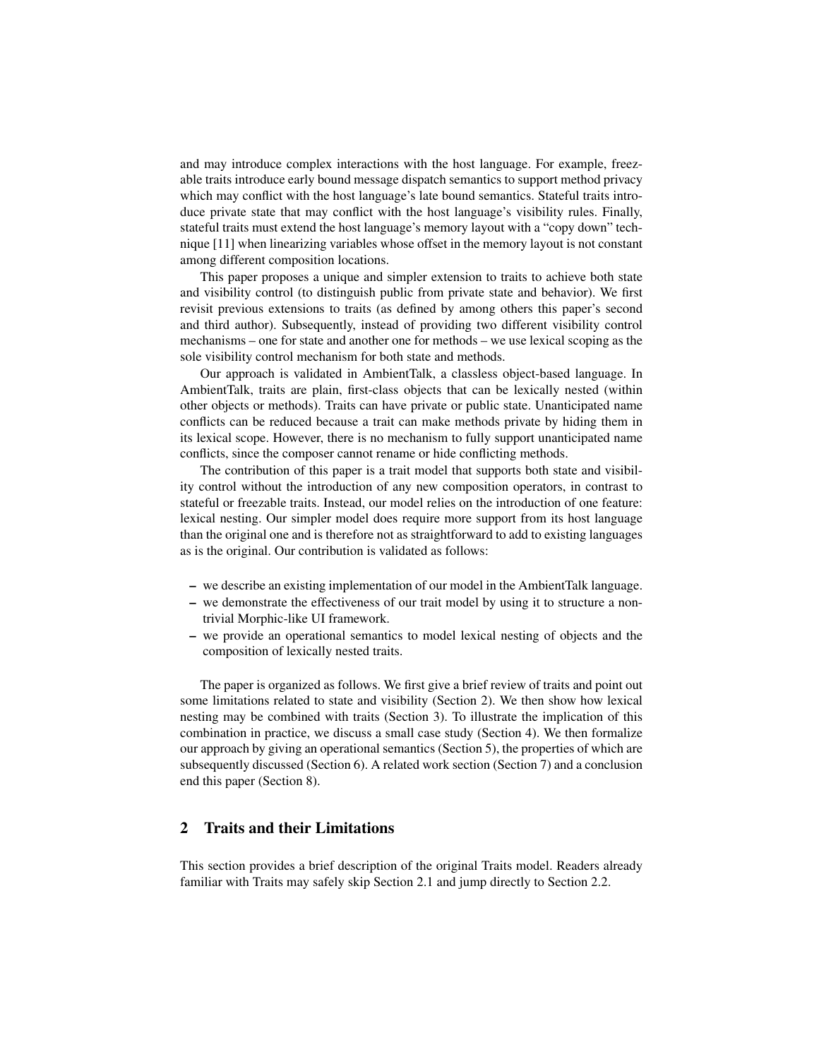and may introduce complex interactions with the host language. For example, freezable traits introduce early bound message dispatch semantics to support method privacy which may conflict with the host language's late bound semantics. Stateful traits introduce private state that may conflict with the host language's visibility rules. Finally, stateful traits must extend the host language's memory layout with a "copy down" technique [11] when linearizing variables whose offset in the memory layout is not constant among different composition locations.

This paper proposes a unique and simpler extension to traits to achieve both state and visibility control (to distinguish public from private state and behavior). We first revisit previous extensions to traits (as defined by among others this paper's second and third author). Subsequently, instead of providing two different visibility control mechanisms – one for state and another one for methods – we use lexical scoping as the sole visibility control mechanism for both state and methods.

Our approach is validated in AmbientTalk, a classless object-based language. In AmbientTalk, traits are plain, first-class objects that can be lexically nested (within other objects or methods). Traits can have private or public state. Unanticipated name conflicts can be reduced because a trait can make methods private by hiding them in its lexical scope. However, there is no mechanism to fully support unanticipated name conflicts, since the composer cannot rename or hide conflicting methods.

The contribution of this paper is a trait model that supports both state and visibility control without the introduction of any new composition operators, in contrast to stateful or freezable traits. Instead, our model relies on the introduction of one feature: lexical nesting. Our simpler model does require more support from its host language than the original one and is therefore not as straightforward to add to existing languages as is the original. Our contribution is validated as follows:

- we describe an existing implementation of our model in the AmbientTalk language.
- we demonstrate the effectiveness of our trait model by using it to structure a non-trivial Morphic-like UI framework.
- we provide an operational semantics to model lexical nesting of objects and the composition of lexically nested traits.

The paper is organized as follows. We first give a brief review of traits and point out some limitations related to state and visibility (Section 2). We then show how lexical nesting may be combined with traits (Section 3). To illustrate the implication of this combination in practice, we discuss a small case study (Section 4). We then formalize our approach by giving an operational semantics (Section 5), the properties of which are subsequently discussed (Section 6). A related work section (Section 7) and a conclusion end this paper (Section 8).

## 2 Traits and their Limitations

This section provides a brief description of the original Traits model. Readers already familiar with Traits may safely skip Section 2.1 and jump directly to Section 2.2.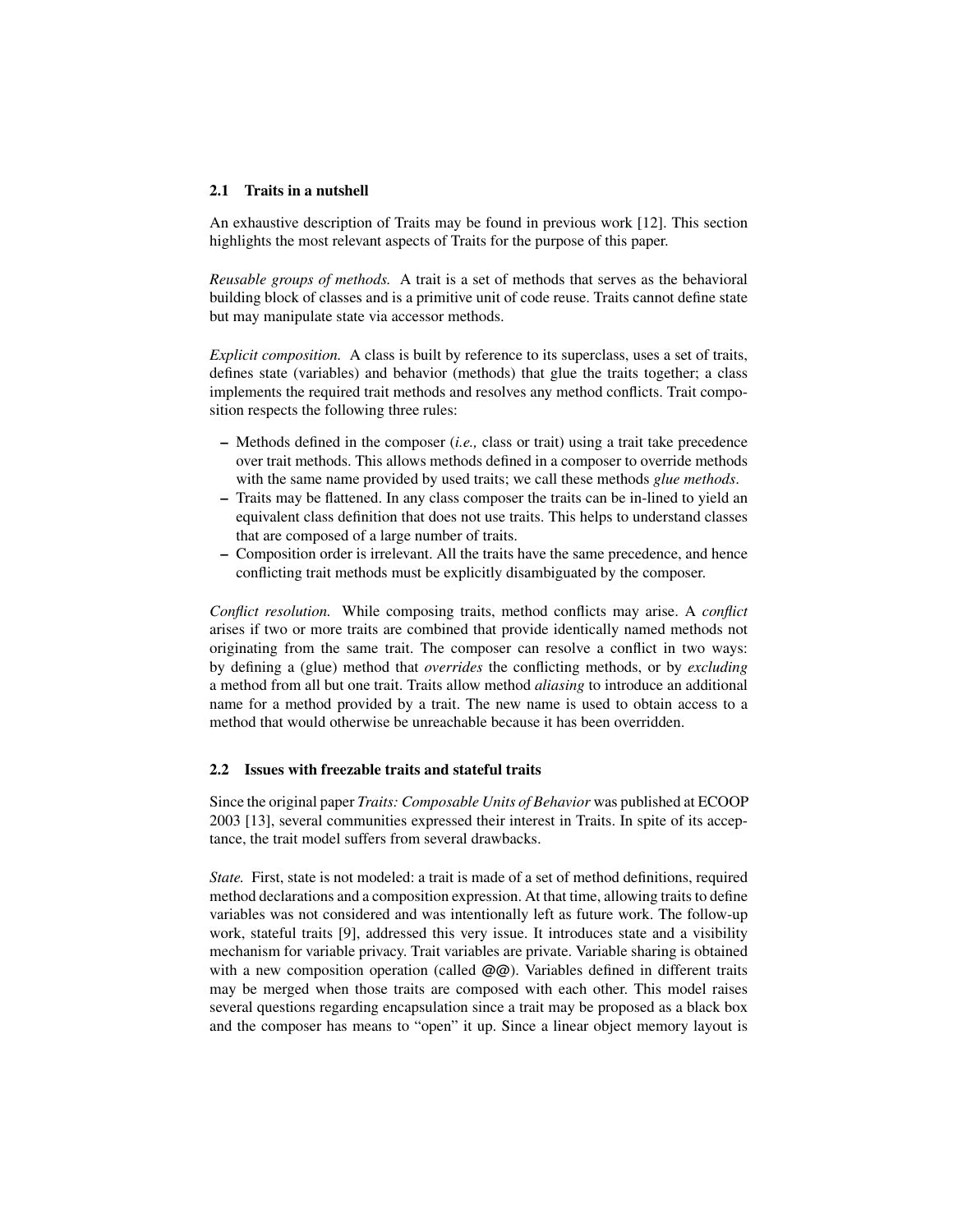## 2.1 Traits in a nutshell

An exhaustive description of Traits may be found in previous work [12]. This section highlights the most relevant aspects of Traits for the purpose of this paper.

*Reusable groups of methods.* A trait is a set of methods that serves as the behavioral building block of classes and is a primitive unit of code reuse. Traits cannot define state but may manipulate state via accessor methods.

*Explicit composition.* A class is built by reference to its superclass, uses a set of traits, defines state (variables) and behavior (methods) that glue the traits together; a class implements the required trait methods and resolves any method conflicts. Trait composition respects the following three rules:

- Methods defined in the composer (*i.e.,* class or trait) using a trait take precedence over trait methods. This allows methods defined in a composer to override methods with the same name provided by used traits; we call these methods *glue methods*.
- Traits may be flattened. In any class composer the traits can be in-lined to yield an equivalent class definition that does not use traits. This helps to understand classes that are composed of a large number of traits.
- Composition order is irrelevant. All the traits have the same precedence, and hence conflicting trait methods must be explicitly disambiguated by the composer.

*Conflict resolution.* While composing traits, method conflicts may arise. A *conflict* arises if two or more traits are combined that provide identically named methods not originating from the same trait. The composer can resolve a conflict in two ways: by defining a (glue) method that *overrides* the conflicting methods, or by *excluding* a method from all but one trait. Traits allow method *aliasing* to introduce an additional name for a method provided by a trait. The new name is used to obtain access to a method that would otherwise be unreachable because it has been overridden.

## 2.2 Issues with freezable traits and stateful traits

Since the original paper *Traits: Composable Units of Behavior* was published at ECOOP 2003 [13], several communities expressed their interest in Traits. In spite of its acceptance, the trait model suffers from several drawbacks.

*State.* First, state is not modeled: a trait is made of a set of method definitions, required method declarations and a composition expression. At that time, allowing traits to define variables was not considered and was intentionally left as future work. The follow-up work, stateful traits [9], addressed this very issue. It introduces state and a visibility mechanism for variable privacy. Trait variables are private. Variable sharing is obtained with a new composition operation (called @@). Variables defined in different traits may be merged when those traits are composed with each other. This model raises several questions regarding encapsulation since a trait may be proposed as a black box and the composer has means to "open" it up. Since a linear object memory layout is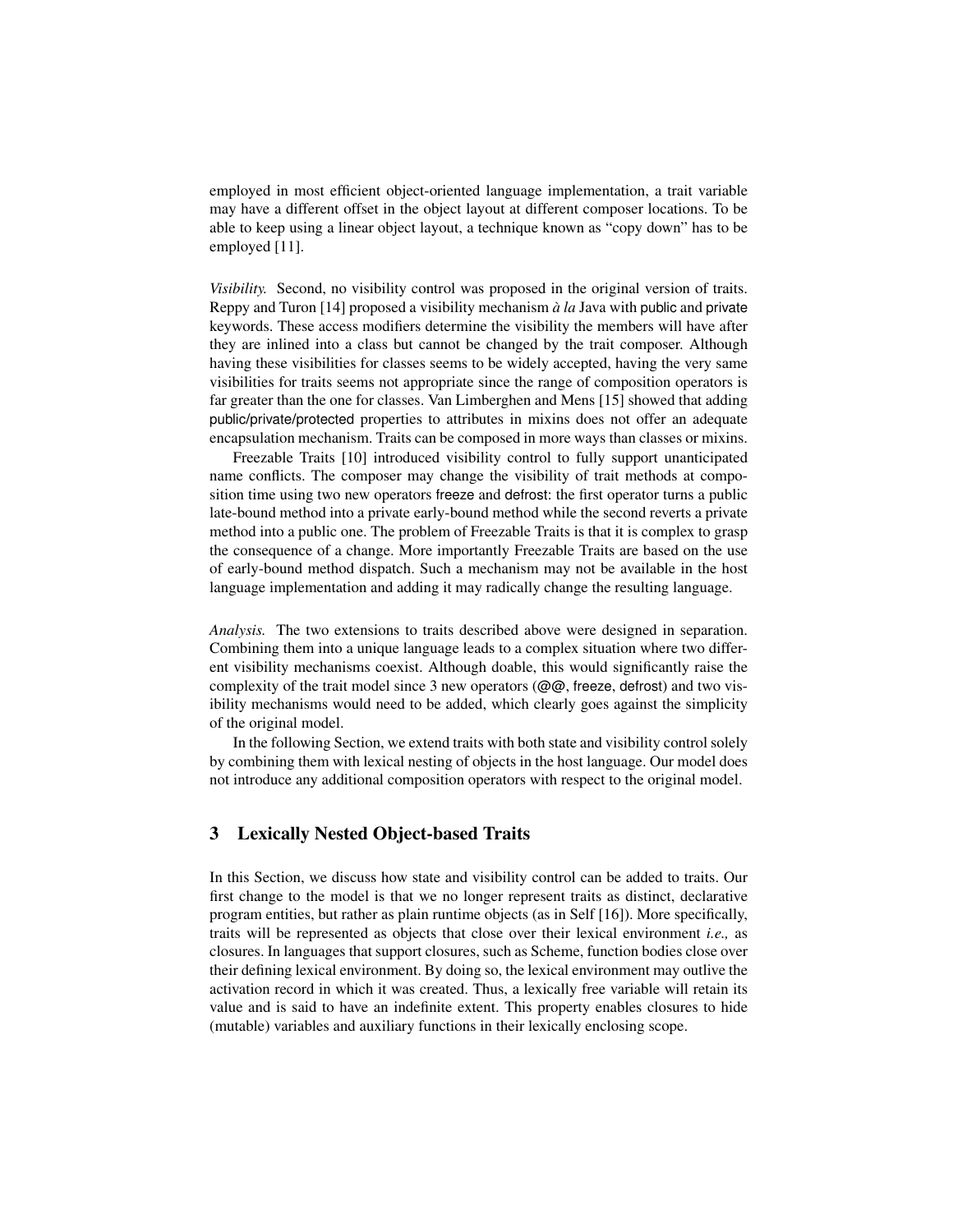employed in most efficient object-oriented language implementation, a trait variable may have a different offset in the object layout at different composer locations. To be able to keep using a linear object layout, a technique known as "copy down" has to be employed [11].

*Visibility.* Second, no visibility control was proposed in the original version of traits. Reppy and Turon [14] proposed a visibility mechanism *à la* Java with public and private keywords. These access modifiers determine the visibility the members will have after they are inlined into a class but cannot be changed by the trait composer. Although having these visibilities for classes seems to be widely accepted, having the very same visibilities for traits seems not appropriate since the range of composition operators is far greater than the one for classes. Van Limberghen and Mens [15] showed that adding public/private/protected properties to attributes in mixins does not offer an adequate encapsulation mechanism. Traits can be composed in more ways than classes or mixins.

Freezable Traits [10] introduced visibility control to fully support unanticipated name conflicts. The composer may change the visibility of trait methods at composition time using two new operators freeze and defrost: the first operator turns a public late-bound method into a private early-bound method while the second reverts a private method into a public one. The problem of Freezable Traits is that it is complex to grasp the consequence of a change. More importantly Freezable Traits are based on the use of early-bound method dispatch. Such a mechanism may not be available in the host language implementation and adding it may radically change the resulting language.

*Analysis.* The two extensions to traits described above were designed in separation. Combining them into a unique language leads to a complex situation where two different visibility mechanisms coexist. Although doable, this would significantly raise the complexity of the trait model since 3 new operators (@@, freeze, defrost) and two visibility mechanisms would need to be added, which clearly goes against the simplicity of the original model.

In the following Section, we extend traits with both state and visibility control solely by combining them with lexical nesting of objects in the host language. Our model does not introduce any additional composition operators with respect to the original model.

## 3 Lexically Nested Object-based Traits

In this Section, we discuss how state and visibility control can be added to traits. Our first change to the model is that we no longer represent traits as distinct, declarative program entities, but rather as plain runtime objects (as in Self [16]). More specifically, traits will be represented as objects that close over their lexical environment *i.e.,* as closures. In languages that support closures, such as Scheme, function bodies close over their defining lexical environment. By doing so, the lexical environment may outlive the activation record in which it was created. Thus, a lexically free variable will retain its value and is said to have an indefinite extent. This property enables closures to hide (mutable) variables and auxiliary functions in their lexically enclosing scope.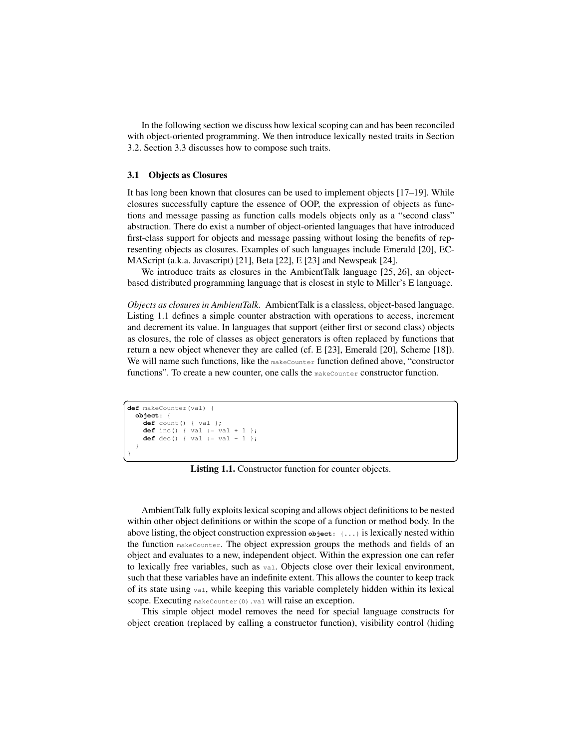In the following section we discuss how lexical scoping can and has been reconciled with object-oriented programming. We then introduce lexically nested traits in Section 3.2. Section 3.3 discusses how to compose such traits.

### 3.1 Objects as Closures

It has long been known that closures can be used to implement objects [17–19]. While closures successfully capture the essence of OOP, the expression of objects as functions and message passing as function calls models objects only as a "second class" abstraction. There do exist a number of object-oriented languages that have introduced first-class support for objects and message passing without losing the benefits of representing objects as closures. Examples of such languages include Emerald [20], ECMAScript (a.k.a. Javascript) [21], Beta [22], E [23] and Newspeak [24].

We introduce traits as closures in the AmbientTalk language [25, 26], an object-based distributed programming language that is closest in style to Miller's E language.

*Objects as closures in AmbientTalk.* AmbientTalk is a classless, object-based language. Listing 1.1 defines a simple counter abstraction with operations to access, increment and decrement its value. In languages that support (either first or second class) objects as closures, the role of classes as object generators is often replaced by functions that return a new object whenever they are called (cf. E [23], Emerald [20], Scheme [18]). We will name such functions, like the `makeCounter` function defined above, "constructor functions". To create a new counter, one calls the `makeCounter` constructor function.

```
def makeCounter(val) {
  object: {
    def count() { val };
    def inc() { val := val + 1 };
    def dec() { val := val - 1 };
  }
}
```

**Listing 1.1.** Constructor function for counter objects.

AmbientTalk fully exploits lexical scoping and allows object definitions to be nested within other object definitions or within the scope of a function or method body. In the above listing, the object construction expression `object: {...}` is lexically nested within the function `makeCounter`. The object expression groups the methods and fields of an object and evaluates to a new, independent object. Within the expression one can refer to lexically free variables, such as `val`. Objects close over their lexical environment, such that these variables have an indefinite extent. This allows the counter to keep track of its state using `val`, while keeping this variable completely hidden within its lexical scope. Executing `makeCounter(0).val` will raise an exception.

This simple object model removes the need for special language constructs for object creation (replaced by calling a constructor function), visibility control (hiding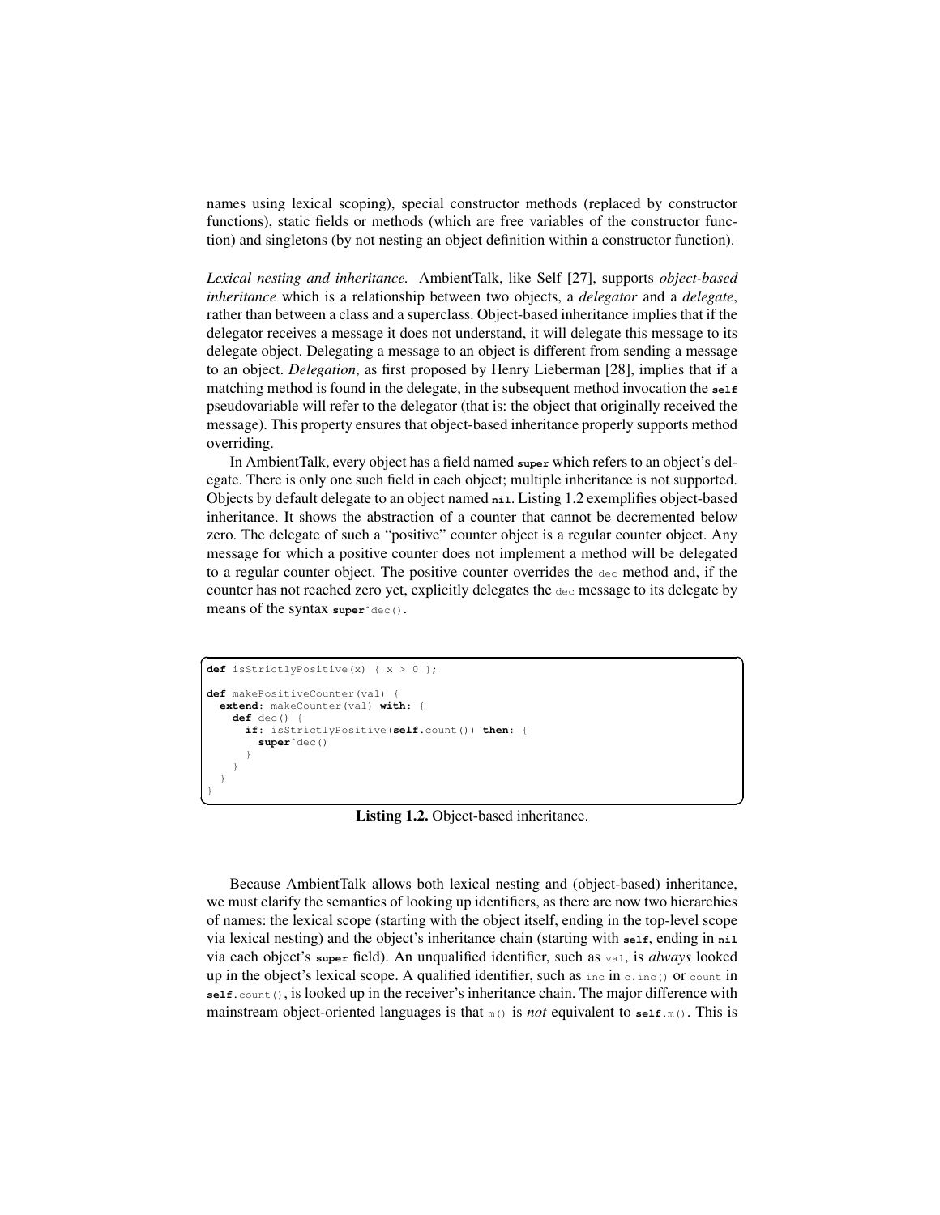names using lexical scoping), special constructor methods (replaced by constructor functions), static fields or methods (which are free variables of the constructor function) and singletons (by not nesting an object definition within a constructor function).

*Lexical nesting and inheritance.* AmbientTalk, like Self [27], supports *object-based inheritance* which is a relationship between two objects, a *delegator* and a *delegate*, rather than between a class and a superclass. Object-based inheritance implies that if the delegator receives a message it does not understand, it will delegate this message to its delegate object. Delegating a message to an object is different from sending a message to an object. *Delegation*, as first proposed by Henry Lieberman [28], implies that if a matching method is found in the delegate, in the subsequent method invocation the `self` pseudovariable will refer to the delegator (that is: the object that originally received the message). This property ensures that object-based inheritance properly supports method overriding.

In AmbientTalk, every object has a field named `super` which refers to an object's delegate. There is only one such field in each object; multiple inheritance is not supported. Objects by default delegate to an object named `nil`. Listing 1.2 exemplifies object-based inheritance. It shows the abstraction of a counter that cannot be decremented below zero. The delegate of such a "positive" counter object is a regular counter object. Any message for which a positive counter does not implement a method will be delegated to a regular counter object. The positive counter overrides the `dec` method and, if the counter has not reached zero yet, explicitly delegates the `dec` message to its delegate by means of the syntax `super^dec()`.

```
def isStrictlyPositive(x) { x > 0 };

def makePositiveCounter(val) {
  extend: makeCounter(val) with: {
    def dec() {
      if: isStrictlyPositive(self.count()) then: {
        super^dec()
      }
    }
  }
}
```

**Listing 1.2.** Object-based inheritance.

Because AmbientTalk allows both lexical nesting and (object-based) inheritance, we must clarify the semantics of looking up identifiers, as there are now two hierarchies of names: the lexical scope (starting with the object itself, ending in the top-level scope via lexical nesting) and the object's inheritance chain (starting with `self`, ending in `nil` via each object's `super` field). An unqualified identifier, such as `val`, is *always* looked up in the object's lexical scope. A qualified identifier, such as `inc` in `c.inc()` or `count` in `self.count()`, is looked up in the receiver's inheritance chain. The major difference with mainstream object-oriented languages is that `m()` is *not* equivalent to `self.m()`. This is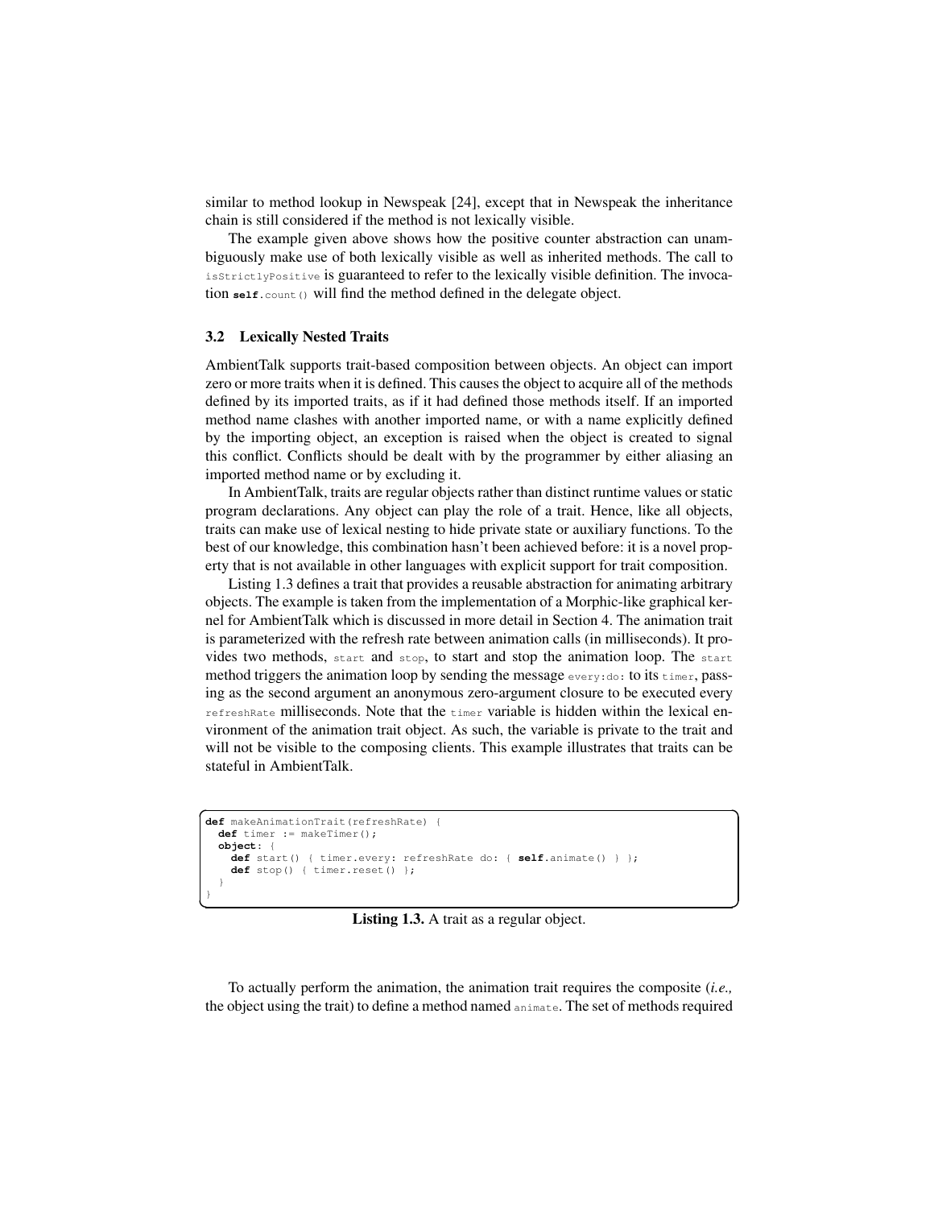similar to method lookup in Newspeak [24], except that in Newspeak the inheritance chain is still considered if the method is not lexically visible.

The example given above shows how the positive counter abstraction can unambiguously make use of both lexically visible as well as inherited methods. The call to `isStrictlyPositive` is guaranteed to refer to the lexically visible definition. The invocation `self.count()` will find the method defined in the delegate object.

### 3.2 Lexically Nested Traits

AmbientTalk supports trait-based composition between objects. An object can import zero or more traits when it is defined. This causes the object to acquire all of the methods defined by its imported traits, as if it had defined those methods itself. If an imported method name clashes with another imported name, or with a name explicitly defined by the importing object, an exception is raised when the object is created to signal this conflict. Conflicts should be dealt with by the programmer by either aliasing an imported method name or by excluding it.

In AmbientTalk, traits are regular objects rather than distinct runtime values or static program declarations. Any object can play the role of a trait. Hence, like all objects, traits can make use of lexical nesting to hide private state or auxiliary functions. To the best of our knowledge, this combination hasn't been achieved before: it is a novel property that is not available in other languages with explicit support for trait composition.

Listing 1.3 defines a trait that provides a reusable abstraction for animating arbitrary objects. The example is taken from the implementation of a Morphic-like graphical kernel for AmbientTalk which is discussed in more detail in Section 4. The animation trait is parameterized with the refresh rate between animation calls (in milliseconds). It provides two methods, `start` and `stop`, to start and stop the animation loop. The `start` method triggers the animation loop by sending the message `every:do:` to its `timer`, passing as the second argument an anonymous zero-argument closure to be executed every `refreshRate` milliseconds. Note that the `timer` variable is hidden within the lexical environment of the animation trait object. As such, the variable is private to the trait and will not be visible to the composing clients. This example illustrates that traits can be stateful in AmbientTalk.

```
def makeAnimationTrait(refreshRate) {
  def timer := makeTimer();
  object: {
    def start() { timer.every: refreshRate do: { self.animate() } };
    def stop() { timer.reset() };
  }
}
```

**Listing 1.3.** A trait as a regular object.

To actually perform the animation, the animation trait requires the composite (*i.e.,* the object using the trait) to define a method named `animate`. The set of methods required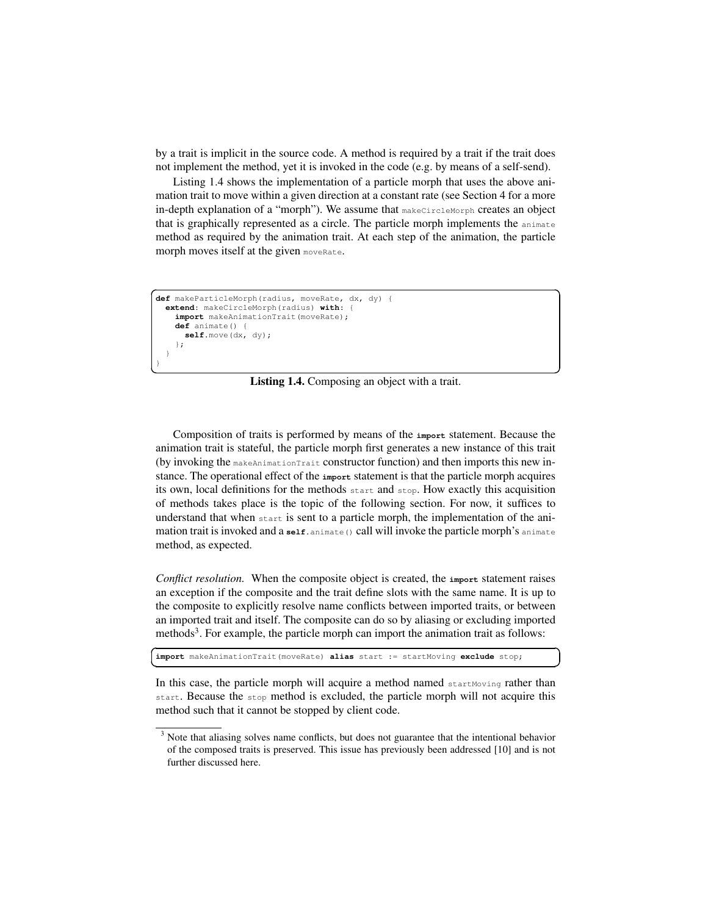by a trait is implicit in the source code. A method is required by a trait if the trait does not implement the method, yet it is invoked in the code (e.g. by means of a self-send).

Listing 1.4 shows the implementation of a particle morph that uses the above animation trait to move within a given direction at a constant rate (see Section 4 for a more in-depth explanation of a "morph"). We assume that `makeCircleMorph` creates an object that is graphically represented as a circle. The particle morph implements the `animate` method as required by the animation trait. At each step of the animation, the particle morph moves itself at the given `moveRate`.

```
def makeParticleMorph(radius, moveRate, dx, dy) {
  extend: makeCircleMorph(radius) with: {
    import makeAnimationTrait(moveRate);
    def animate() {
      self.move(dx, dy);
    };
  }
}
```

**Listing 1.4.** Composing an object with a trait.

Composition of traits is performed by means of the `import` statement. Because the animation trait is stateful, the particle morph first generates a new instance of this trait (by invoking the `makeAnimationTrait` constructor function) and then imports this new instance. The operational effect of the `import` statement is that the particle morph acquires its own, local definitions for the methods `start` and `stop`. How exactly this acquisition of methods takes place is the topic of the following section. For now, it suffices to understand that when `start` is sent to a particle morph, the implementation of the animation trait is invoked and a `self.animate()` call will invoke the particle morph's `animate` method, as expected.

*Conflict resolution.* When the composite object is created, the `import` statement raises an exception if the composite and the trait define slots with the same name. It is up to the composite to explicitly resolve name conflicts between imported traits, or between an imported trait and itself. The composite can do so by aliasing or excluding imported methods[3]. For example, the particle morph can import the animation trait as follows:

```
import makeAnimationTrait(moveRate) alias start := startMoving exclude stop;
```

In this case, the particle morph will acquire a method named `startMoving` rather than `start`. Because the `stop` method is excluded, the particle morph will not acquire this method such that it cannot be stopped by client code.

[3] Note that aliasing solves name conflicts, but does not guarantee that the intentional behavior of the composed traits is preserved. This issue has previously been addressed [10] and is not further discussed here.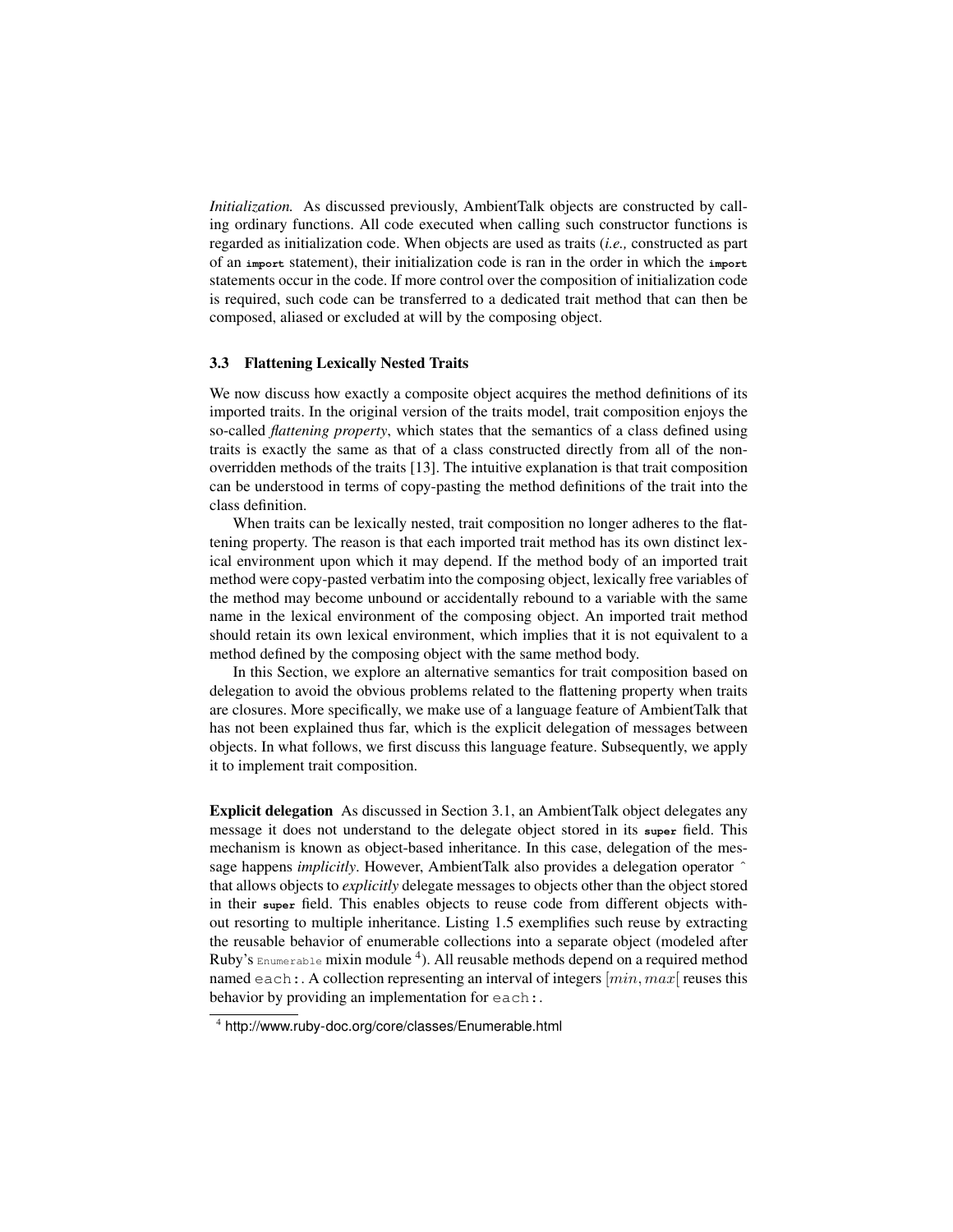*Initialization.* As discussed previously, AmbientTalk objects are constructed by calling ordinary functions. All code executed when calling such constructor functions is regarded as initialization code. When objects are used as traits (*i.e.,* constructed as part of an `import` statement), their initialization code is ran in the order in which the `import` statements occur in the code. If more control over the composition of initialization code is required, such code can be transferred to a dedicated trait method that can then be composed, aliased or excluded at will by the composing object.

### 3.3 Flattening Lexically Nested Traits

We now discuss how exactly a composite object acquires the method definitions of its imported traits. In the original version of the traits model, trait composition enjoys the so-called *flattening property*, which states that the semantics of a class defined using traits is exactly the same as that of a class constructed directly from all of the non-overridden methods of the traits [13]. The intuitive explanation is that trait composition can be understood in terms of copy-pasting the method definitions of the trait into the class definition.

When traits can be lexically nested, trait composition no longer adheres to the flattening property. The reason is that each imported trait method has its own distinct lexical environment upon which it may depend. If the method body of an imported trait method were copy-pasted verbatim into the composing object, lexically free variables of the method may become unbound or accidentally rebound to a variable with the same name in the lexical environment of the composing object. An imported trait method should retain its own lexical environment, which implies that it is not equivalent to a method defined by the composing object with the same method body.

In this Section, we explore an alternative semantics for trait composition based on delegation to avoid the obvious problems related to the flattening property when traits are closures. More specifically, we make use of a language feature of AmbientTalk that has not been explained thus far, which is the explicit delegation of messages between objects. In what follows, we first discuss this language feature. Subsequently, we apply it to implement trait composition.

**Explicit delegation** As discussed in Section 3.1, an AmbientTalk object delegates any message it does not understand to the delegate object stored in its `super` field. This mechanism is known as object-based inheritance. In this case, delegation of the message happens *implicitly*. However, AmbientTalk also provides a delegation operator ^ that allows objects to *explicitly* delegate messages to objects other than the object stored in their `super` field. This enables objects to reuse code from different objects without resorting to multiple inheritance. Listing 1.5 exemplifies such reuse by extracting the reusable behavior of enumerable collections into a separate object (modeled after Ruby's `Enumerable` mixin module [4]). All reusable methods depend on a required method named `each:`. A collection representing an interval of integers $[min, max[$ reuses this behavior by providing an implementation for `each:`.

[4] http://www.ruby-doc.org/core/classes/Enumerable.html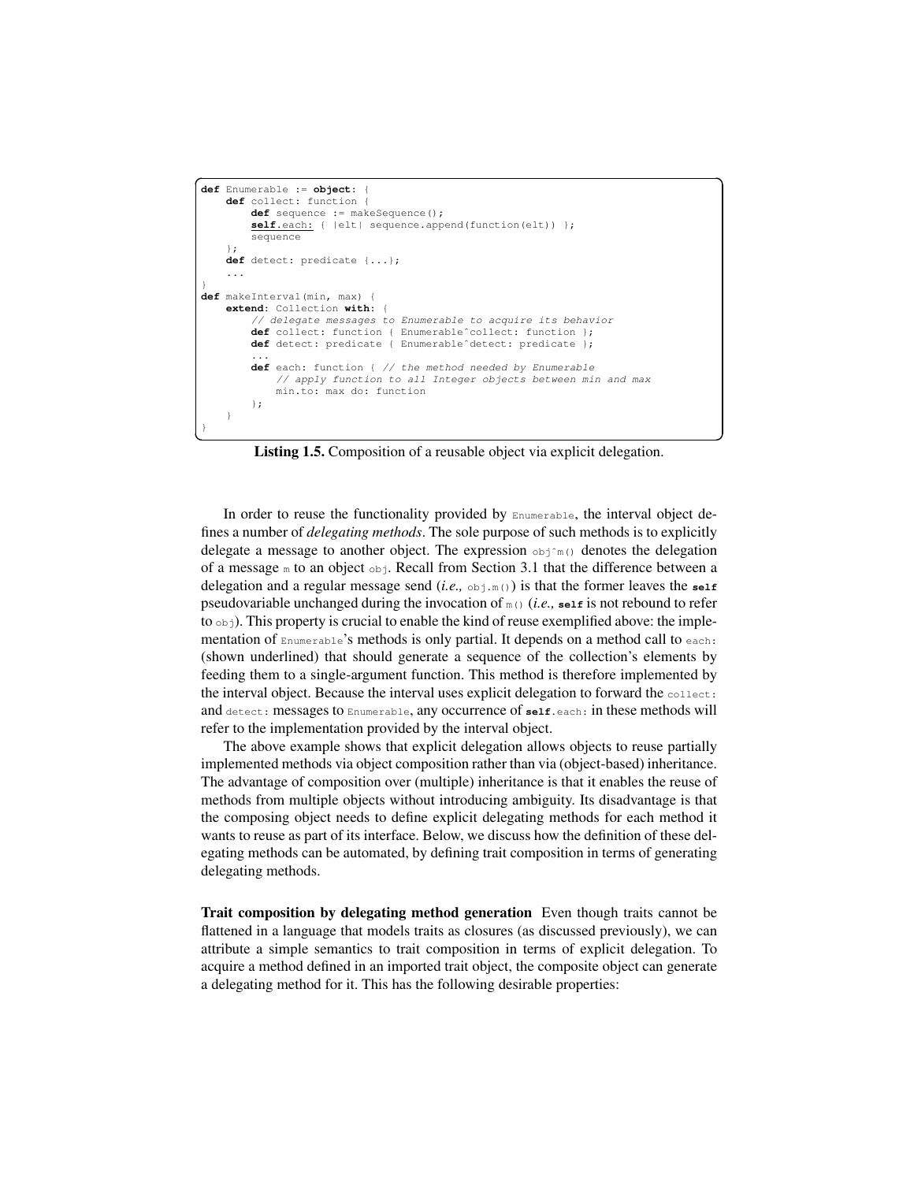```
def Enumerable := object: {
    def collect: function {
        def sequence := makeSequence();
        self.each: { |elt| sequence.append(function(elt)) };
        sequence
    };
    def detect: predicate {...};
    ...
}
def makeInterval(min, max) {
    extend: Collection with: {
        // delegate messages to Enumerable to acquire its behavior
        def collect: function { Enumerable^collect: function };
        def detect: predicate { Enumerable^detect: predicate };
        ...
        def each: function { // the method needed by Enumerable
            // apply function to all Integer objects between min and max
            min.to: max do: function
        };
    }
}
```

**Listing 1.5.** Composition of a reusable object via explicit delegation.

In order to reuse the functionality provided by `Enumerable`, the interval object defines a number of *delegating methods*. The sole purpose of such methods is to explicitly delegate a message to another object. The expression `obj^m()` denotes the delegation of a message `m` to an object `obj`. Recall from Section 3.1 that the difference between a delegation and a regular message send (*i.e.,* `obj.m()`) is that the former leaves the **`self`** pseudovariable unchanged during the invocation of `m()` (*i.e.,* **`self`** is not rebound to refer to `obj`). This property is crucial to enable the kind of reuse exemplified above: the implementation of `Enumerable`'s methods is only partial. It depends on a method call to `each:` (shown underlined) that should generate a sequence of the collection's elements by feeding them to a single-argument function. This method is therefore implemented by the interval object. Because the interval uses explicit delegation to forward the `collect:` and `detect:` messages to `Enumerable`, any occurrence of **`self`**`.each:` in these methods will refer to the implementation provided by the interval object.

The above example shows that explicit delegation allows objects to reuse partially implemented methods via object composition rather than via (object-based) inheritance. The advantage of composition over (multiple) inheritance is that it enables the reuse of methods from multiple objects without introducing ambiguity. Its disadvantage is that the composing object needs to define explicit delegating methods for each method it wants to reuse as part of its interface. Below, we discuss how the definition of these delegating methods can be automated, by defining trait composition in terms of generating delegating methods.

**Trait composition by delegating method generation** Even though traits cannot be flattened in a language that models traits as closures (as discussed previously), we can attribute a simple semantics to trait composition in terms of explicit delegation. To acquire a method defined in an imported trait object, the composite object can generate a delegating method for it. This has the following desirable properties: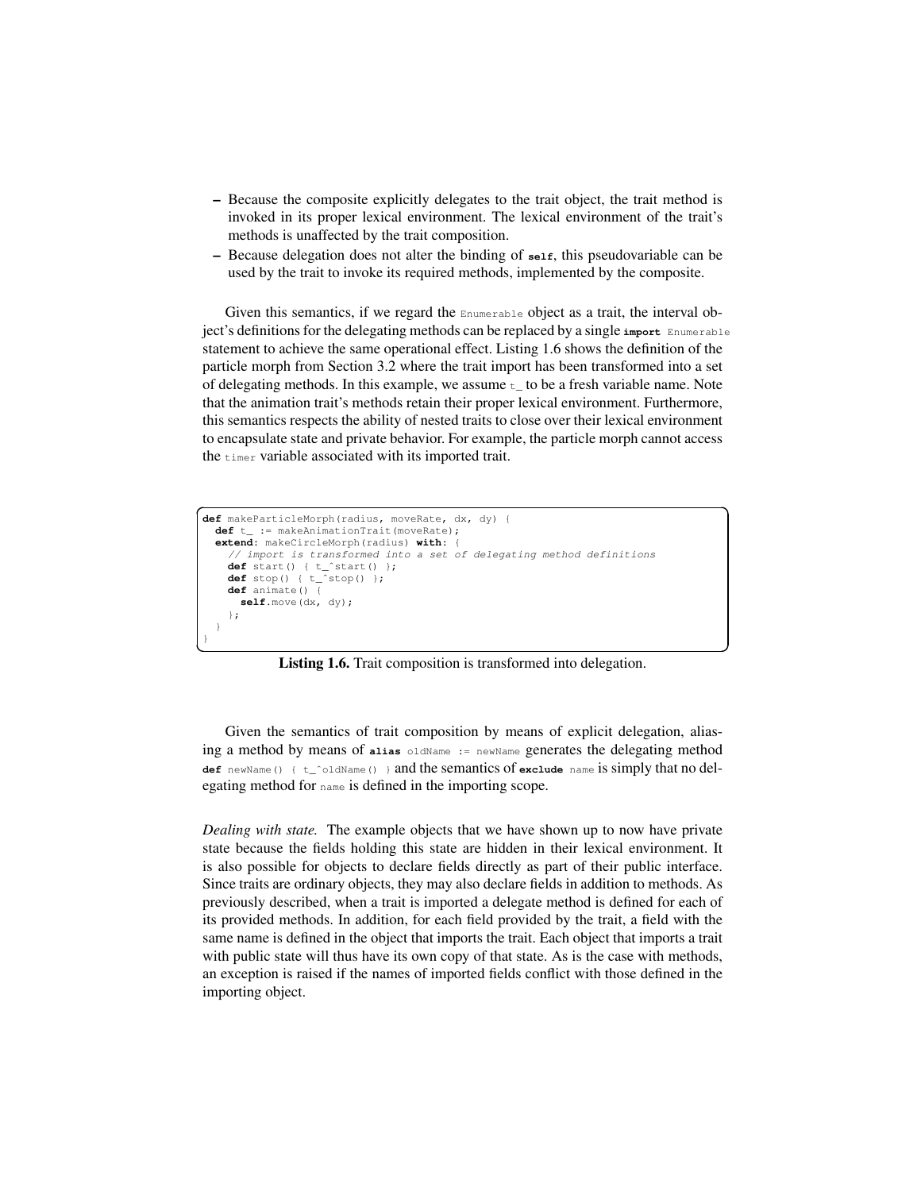- Because the composite explicitly delegates to the trait object, the trait method is invoked in its proper lexical environment. The lexical environment of the trait's methods is unaffected by the trait composition.
- Because delegation does not alter the binding of **self**, this pseudovariable can be used by the trait to invoke its required methods, implemented by the composite.

Given this semantics, if we regard the `Enumerable` object as a trait, the interval object's definitions for the delegating methods can be replaced by a single **import** `Enumerable` statement to achieve the same operational effect. Listing 1.6 shows the definition of the particle morph from Section 3.2 where the trait import has been transformed into a set of delegating methods. In this example, we assume `t_` to be a fresh variable name. Note that the animation trait's methods retain their proper lexical environment. Furthermore, this semantics respects the ability of nested traits to close over their lexical environment to encapsulate state and private behavior. For example, the particle morph cannot access the `timer` variable associated with its imported trait.

```
def makeParticleMorph(radius, moveRate, dx, dy) {
  def t_ := makeAnimationTrait(moveRate);
  extend: makeCircleMorph(radius) with: {
    // import is transformed into a set of delegating method definitions
    def start() { t_^start() };
    def stop() { t_^stop() };
    def animate() {
      self.move(dx, dy);
    };
  }
}
```

**Listing 1.6.** Trait composition is transformed into delegation.

Given the semantics of trait composition by means of explicit delegation, aliasing a method by means of **alias** `oldName := newName` generates the delegating method **def** `newName() { t_^oldName() }` and the semantics of **exclude** `name` is simply that no delegating method for `name` is defined in the importing scope.

*Dealing with state.* The example objects that we have shown up to now have private state because the fields holding this state are hidden in their lexical environment. It is also possible for objects to declare fields directly as part of their public interface. Since traits are ordinary objects, they may also declare fields in addition to methods. As previously described, when a trait is imported a delegate method is defined for each of its provided methods. In addition, for each field provided by the trait, a field with the same name is defined in the object that imports the trait. Each object that imports a trait with public state will thus have its own copy of that state. As is the case with methods, an exception is raised if the names of imported fields conflict with those defined in the importing object.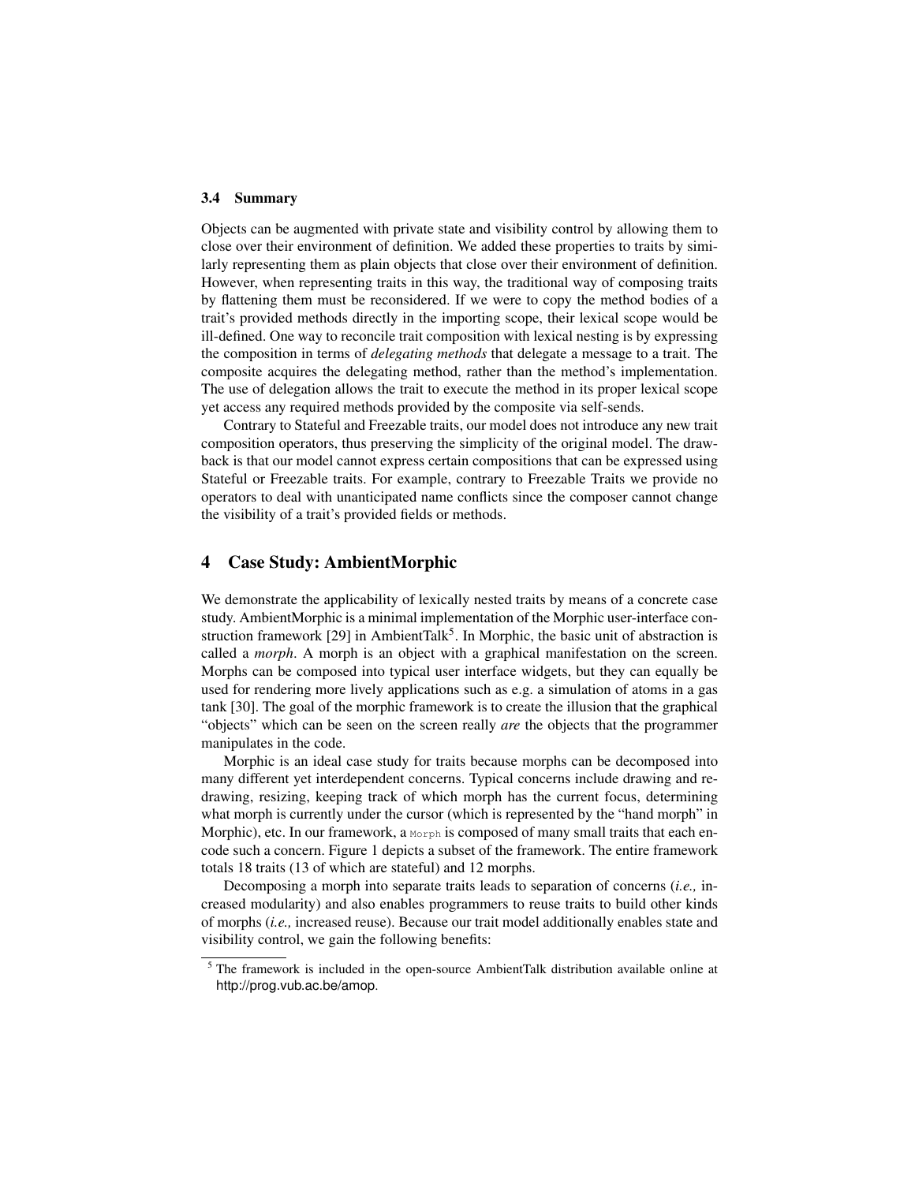### 3.4 Summary

Objects can be augmented with private state and visibility control by allowing them to close over their environment of definition. We added these properties to traits by similarly representing them as plain objects that close over their environment of definition. However, when representing traits in this way, the traditional way of composing traits by flattening them must be reconsidered. If we were to copy the method bodies of a trait's provided methods directly in the importing scope, their lexical scope would be ill-defined. One way to reconcile trait composition with lexical nesting is by expressing the composition in terms of *delegating methods* that delegate a message to a trait. The composite acquires the delegating method, rather than the method's implementation. The use of delegation allows the trait to execute the method in its proper lexical scope yet access any required methods provided by the composite via self-sends.

Contrary to Stateful and Freezable traits, our model does not introduce any new trait composition operators, thus preserving the simplicity of the original model. The drawback is that our model cannot express certain compositions that can be expressed using Stateful or Freezable traits. For example, contrary to Freezable Traits we provide no operators to deal with unanticipated name conflicts since the composer cannot change the visibility of a trait's provided fields or methods.

## 4 Case Study: AmbientMorphic

We demonstrate the applicability of lexically nested traits by means of a concrete case study. AmbientMorphic is a minimal implementation of the Morphic user-interface construction framework [29] in AmbientTalk[5]. In Morphic, the basic unit of abstraction is called a *morph*. A morph is an object with a graphical manifestation on the screen. Morphs can be composed into typical user interface widgets, but they can equally be used for rendering more lively applications such as e.g. a simulation of atoms in a gas tank [30]. The goal of the morphic framework is to create the illusion that the graphical "objects" which can be seen on the screen really *are* the objects that the programmer manipulates in the code.

Morphic is an ideal case study for traits because morphs can be decomposed into many different yet interdependent concerns. Typical concerns include drawing and redrawing, resizing, keeping track of which morph has the current focus, determining what morph is currently under the cursor (which is represented by the "hand morph" in Morphic), etc. In our framework, a `Morph` is composed of many small traits that each encode such a concern. Figure 1 depicts a subset of the framework. The entire framework totals 18 traits (13 of which are stateful) and 12 morphs.

Decomposing a morph into separate traits leads to separation of concerns (*i.e.,* increased modularity) and also enables programmers to reuse traits to build other kinds of morphs (*i.e.,* increased reuse). Because our trait model additionally enables state and visibility control, we gain the following benefits:

[5] The framework is included in the open-source AmbientTalk distribution available online at http://prog.vub.ac.be/amop.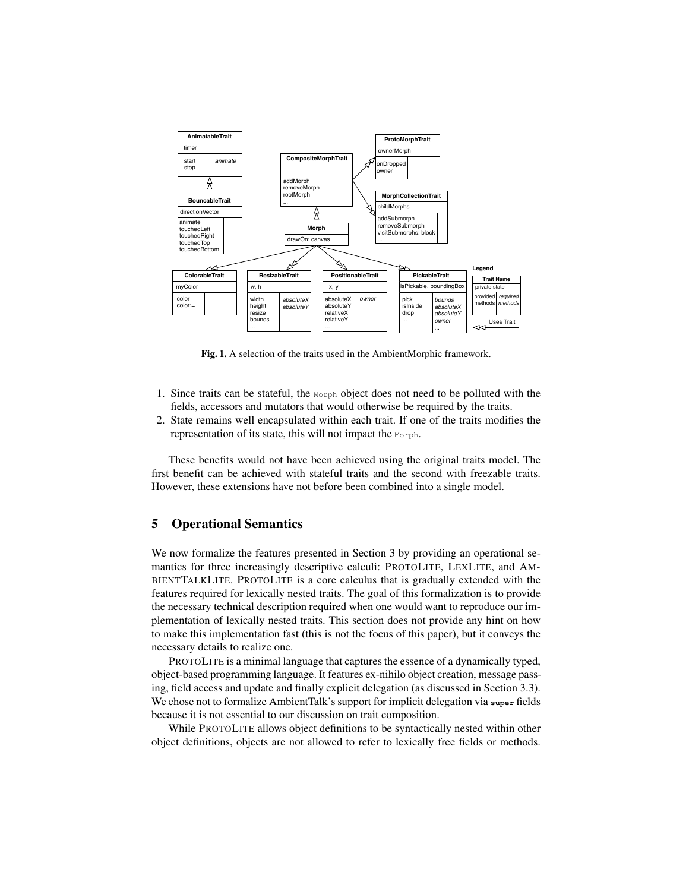**Fig. 1.** A selection of the traits used in the AmbientMorphic framework.

1. Since traits can be stateful, the `Morph` object does not need to be polluted with the fields, accessors and mutators that would otherwise be required by the traits.
2. State remains well encapsulated within each trait. If one of the traits modifies the representation of its state, this will not impact the `Morph`.

These benefits would not have been achieved using the original traits model. The first benefit can be achieved with stateful traits and the second with freezable traits. However, these extensions have not before been combined into a single model.

## 5 Operational Semantics

We now formalize the features presented in Section 3 by providing an operational semantics for three increasingly descriptive calculi: PROTOLITE, LEXLITE, and AMBIENTTALKLITE. PROTOLITE is a core calculus that is gradually extended with the features required for lexically nested traits. The goal of this formalization is to provide the necessary technical description required when one would want to reproduce our implementation of lexically nested traits. This section does not provide any hint on how to make this implementation fast (this is not the focus of this paper), but it conveys the necessary details to realize one.

PROTOLITE is a minimal language that captures the essence of a dynamically typed, object-based programming language. It features ex-nihilo object creation, message passing, field access and update and finally explicit delegation (as discussed in Section 3.3). We chose not to formalize AmbientTalk's support for implicit delegation via **super** fields because it is not essential to our discussion on trait composition.

While PROTOLITE allows object definitions to be syntactically nested within other object definitions, objects are not allowed to refer to lexically free fields or methods.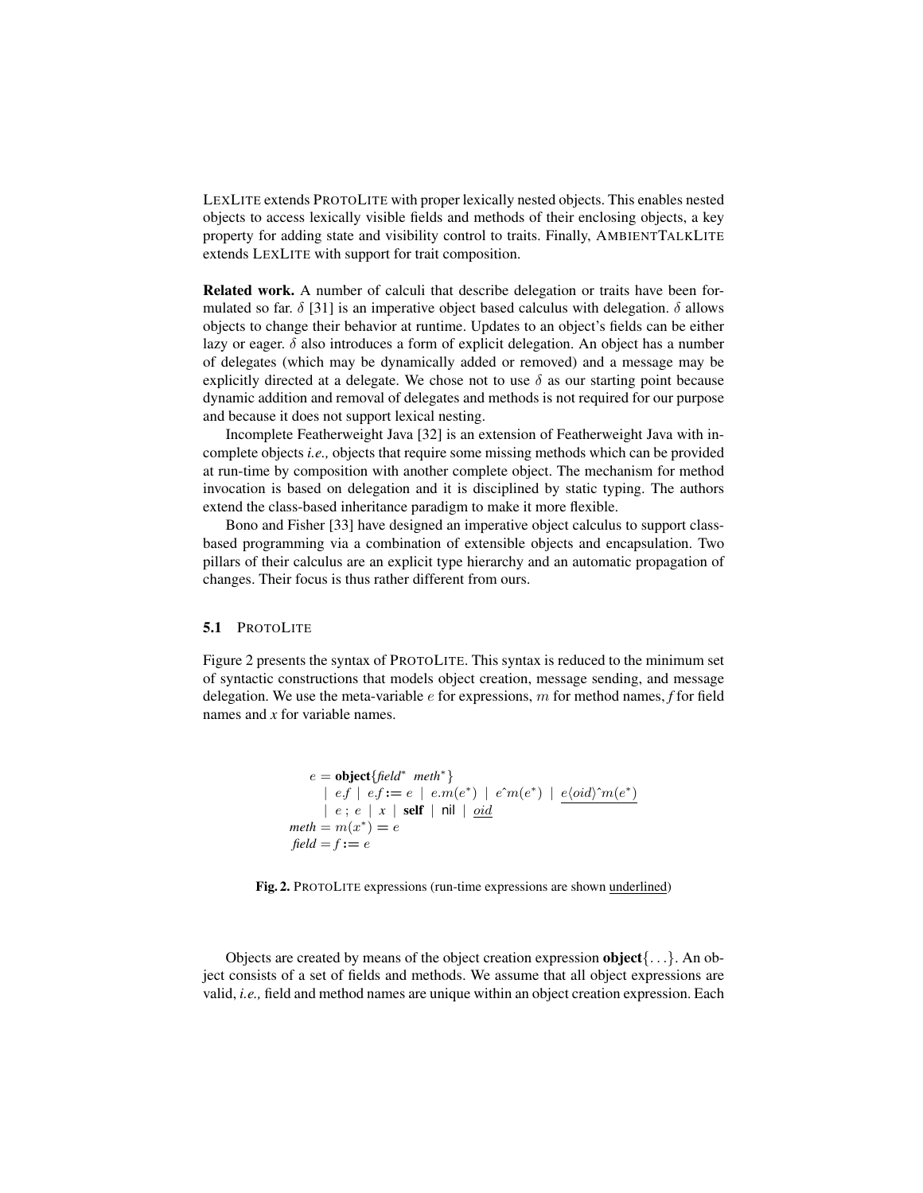LEXLITE extends PROTOLITE with proper lexically nested objects. This enables nested objects to access lexically visible fields and methods of their enclosing objects, a key property for adding state and visibility control to traits. Finally, AMBIENTTALKLITE extends LEXLITE with support for trait composition.

**Related work.** A number of calculi that describe delegation or traits have been formulated so far. $\delta$ [31] is an imperative object based calculus with delegation. $\delta$ allows objects to change their behavior at runtime. Updates to an object's fields can be either lazy or eager. $\delta$ also introduces a form of explicit delegation. An object has a number of delegates (which may be dynamically added or removed) and a message may be explicitly directed at a delegate. We chose not to use $\delta$ as our starting point because dynamic addition and removal of delegates and methods is not required for our purpose and because it does not support lexical nesting.

Incomplete Featherweight Java [32] is an extension of Featherweight Java with incomplete objects *i.e.,* objects that require some missing methods which can be provided at run-time by composition with another complete object. The mechanism for method invocation is based on delegation and it is disciplined by static typing. The authors extend the class-based inheritance paradigm to make it more flexible.

Bono and Fisher [33] have designed an imperative object calculus to support class-based programming via a combination of extensible objects and encapsulation. Two pillars of their calculus are an explicit type hierarchy and an automatic propagation of changes. Their focus is thus rather different from ours.

### 5.1 PROTOLITE

Figure 2 presents the syntax of PROTOLITE. This syntax is reduced to the minimum set of syntactic constructions that models object creation, message sending, and message delegation. We use the meta-variable $e$ for expressions, $m$ for method names, $f$ for field names and $x$ for variable names.

$$
\begin{aligned}
e &= \textbf{object}\{\mathit{field}^* \;\; \mathit{meth}^*\} \\
&\quad \mid e.f \mid e.f := e \mid e.m(e^*) \mid e\hat{\ }m(e^*) \mid \underline{e\langle oid\rangle\hat{\ }m(e^*)} \\
&\quad \mid e \,;\, e \mid x \mid \textbf{self} \mid \mathsf{nil} \mid \underline{oid} \\
\mathit{meth} &= m(x^*) = e \\
\mathit{field} &= f := e
\end{aligned}
$$

**Fig. 2.** PROTOLITE expressions (run-time expressions are shown underlined)

Objects are created by means of the object creation expression **object**$\{\ldots\}$. An object consists of a set of fields and methods. We assume that all object expressions are valid, *i.e.,* field and method names are unique within an object creation expression. Each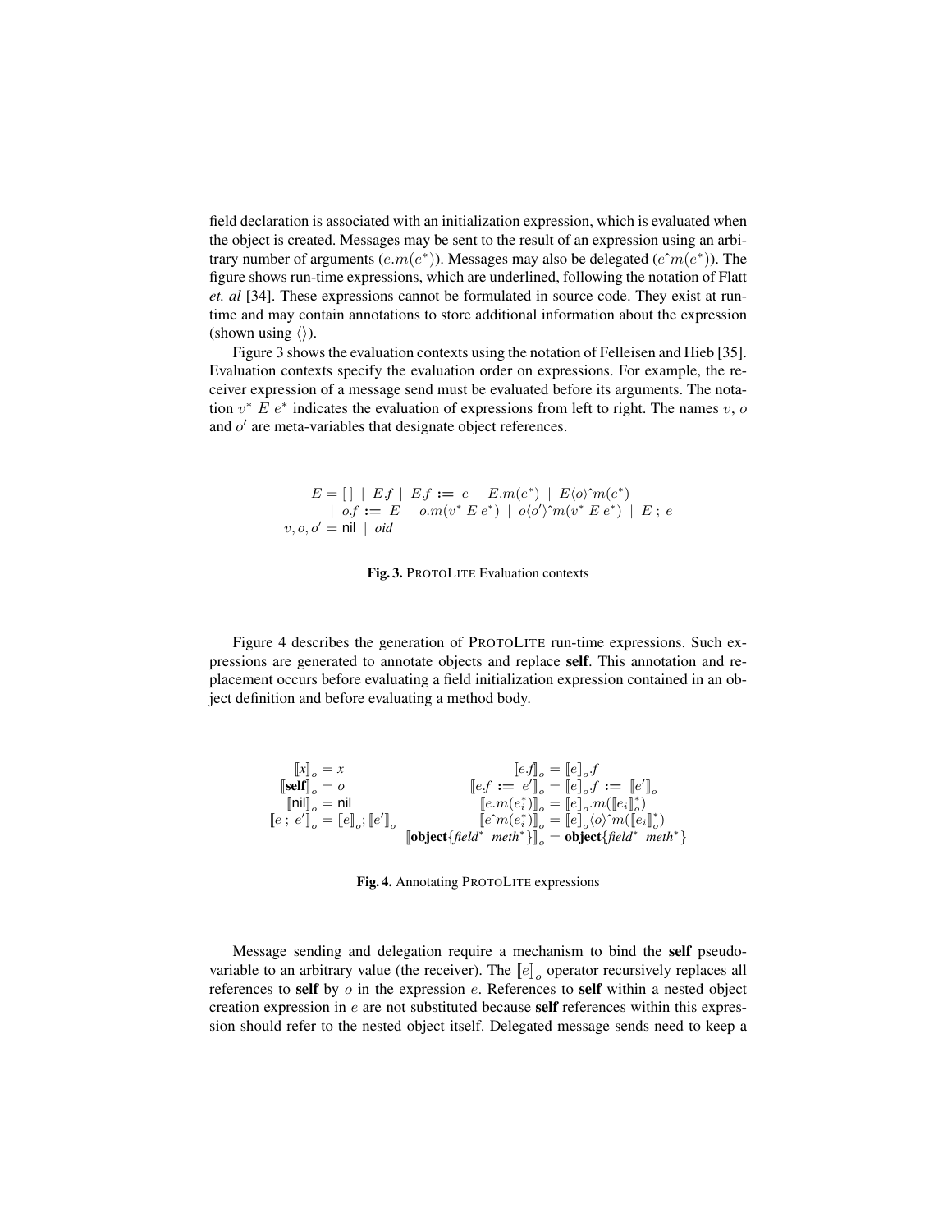field declaration is associated with an initialization expression, which is evaluated when the object is created. Messages may be sent to the result of an expression using an arbitrary number of arguments ($e.m(e^*)$). Messages may also be delegated ($e\hat{\ }m(e^*)$). The figure shows run-time expressions, which are underlined, following the notation of Flatt *et. al* [34]. These expressions cannot be formulated in source code. They exist at run-time and may contain annotations to store additional information about the expression (shown using $\langle\rangle$).

Figure 3 shows the evaluation contexts using the notation of Felleisen and Hieb [35]. Evaluation contexts specify the evaluation order on expressions. For example, the receiver expression of a message send must be evaluated before its arguments. The notation $v^*\ E\ e^*$ indicates the evaluation of expressions from left to right. The names $v$, $o$ and $o'$ are meta-variables that designate object references.

$$
\begin{array}{l}
E = [\,]\ |\ E.f\ |\ E.f\ \mathbf{:=}\ e\ |\ E.m(e^*)\ |\ E\langle o\rangle\hat{\ }m(e^*) \\
\quad |\ o.f\ \mathbf{:=}\ E\ |\ o.m(v^*\ E\ e^*)\ |\ o\langle o'\rangle\hat{\ }m(v^*\ E\ e^*)\ |\ E\ ;\ e \\
v, o, o' = \mathsf{nil}\ |\ \mathit{oid}
\end{array}
$$

**Fig. 3.** PROTOLITE Evaluation contexts

Figure 4 describes the generation of PROTOLITE run-time expressions. Such expressions are generated to annotate objects and replace **self**. This annotation and replacement occurs before evaluating a field initialization expression contained in an object definition and before evaluating a method body.

$$
\begin{array}{ll}
[\![x]\!]_o = x & [\![e.f]\!]_o = [\![e]\!]_o.f \\
[\![\mathbf{self}]\!]_o = o & [\![e.f\ \mathbf{:=}\ e']\!]_o = [\![e]\!]_o.f\ \mathbf{:=}\ [\![e']\!]_o \\
[\![\mathsf{nil}]\!]_o = \mathsf{nil} & [\![e.m(e_i^*)]\!]_o = [\![e]\!]_o.m([\![e_i]\!]_o^*) \\
[\![e\ ;\ e']\!]_o = [\![e]\!]_o ; [\![e']\!]_o & [\![e\hat{\ }m(e_i^*)]\!]_o = [\![e]\!]_o\langle o\rangle\hat{\ }m([\![e_i]\!]_o^*) \\
 & [\![\mathbf{object}\{\mathit{field}^*\ \ \mathit{meth}^*\}]\!]_o = \mathbf{object}\{\mathit{field}^*\ \ \mathit{meth}^*\}
\end{array}
$$

**Fig. 4.** Annotating PROTOLITE expressions

Message sending and delegation require a mechanism to bind the **self** pseudo-variable to an arbitrary value (the receiver). The $[\![e]\!]_o$ operator recursively replaces all references to **self** by $o$ in the expression $e$. References to **self** within a nested object creation expression in $e$ are not substituted because **self** references within this expression should refer to the nested object itself. Delegated message sends need to keep a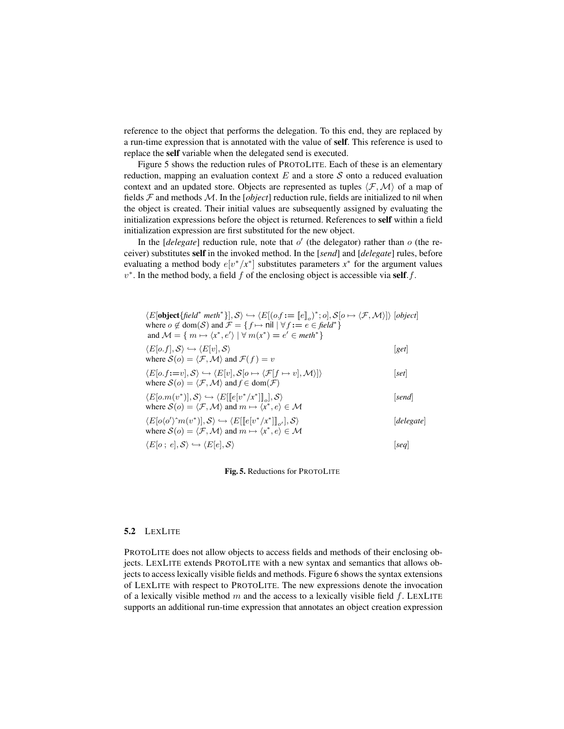reference to the object that performs the delegation. To this end, they are replaced by a run-time expression that is annotated with the value of **self**. This reference is used to replace the **self** variable when the delegated send is executed.

Figure 5 shows the reduction rules of PROTOLITE. Each of these is an elementary reduction, mapping an evaluation context $E$ and a store $\mathcal{S}$ onto a reduced evaluation context and an updated store. Objects are represented as tuples $\langle \mathcal{F}, \mathcal{M} \rangle$ of a map of fields $\mathcal{F}$ and methods $\mathcal{M}$. In the [*object*] reduction rule, fields are initialized to nil when the object is created. Their initial values are subsequently assigned by evaluating the initialization expressions before the object is returned. References to **self** within a field initialization expression are first substituted for the new object.

In the [*delegate*] reduction rule, note that $o'$ (the delegator) rather than $o$ (the receiver) substitutes **self** in the invoked method. In the [*send*] and [*delegate*] rules, before evaluating a method body $e[v^*/x^*]$ substitutes parameters $x^*$ for the argument values $v^*$. In the method body, a field $f$ of the enclosing object is accessible via **self**.$f$.

$$\langle E[\textbf{object}\{\mathit{field}^*\ \mathit{meth}^*\}], \mathcal{S}\rangle \hookrightarrow \langle E[(o.f := [\![e]\!]_o)^*; o], \mathcal{S}[o \mapsto \langle \mathcal{F}, \mathcal{M}\rangle]\rangle \quad [\mathit{object}]$$
where $o \notin \mathrm{dom}(\mathcal{S})$ and $\mathcal{F} = \{ f \mapsto \mathsf{nil} \mid \forall f := e \in \mathit{field}^* \}$
and $\mathcal{M} = \{ m \mapsto \langle x^*, e' \rangle \mid \forall m(x^*) = e' \in \mathit{meth}^* \}$

$$\langle E[o.f], \mathcal{S}\rangle \hookrightarrow \langle E[v], \mathcal{S}\rangle \quad [\mathit{get}]$$
where $\mathcal{S}(o) = \langle \mathcal{F}, \mathcal{M}\rangle$ and $\mathcal{F}(f) = v$

$$\langle E[o.f{:=}v], \mathcal{S}\rangle \hookrightarrow \langle E[v], \mathcal{S}[o \mapsto \langle \mathcal{F}[f \mapsto v], \mathcal{M}\rangle]\rangle \quad [\mathit{set}]$$
where $\mathcal{S}(o) = \langle \mathcal{F}, \mathcal{M}\rangle$ and $f \in \mathrm{dom}(\mathcal{F})$

$$\langle E[o.m(v^*)], \mathcal{S}\rangle \hookrightarrow \langle E[[\![e[v^*/x^*]]\!]_o], \mathcal{S}\rangle \quad [\mathit{send}]$$
where $\mathcal{S}(o) = \langle \mathcal{F}, \mathcal{M}\rangle$ and $m \mapsto \langle x^*, e\rangle \in \mathcal{M}$

$$\langle E[o\langle o'\rangle\hat{}m(v^*)], \mathcal{S}\rangle \hookrightarrow \langle E[[\![e[v^*/x^*]]\!]_{o'}], \mathcal{S}\rangle \quad [\mathit{delegate}]$$
where $\mathcal{S}(o) = \langle \mathcal{F}, \mathcal{M}\rangle$ and $m \mapsto \langle x^*, e\rangle \in \mathcal{M}$

$$\langle E[o\ ;\ e], \mathcal{S}\rangle \hookrightarrow \langle E[e], \mathcal{S}\rangle \quad [\mathit{seq}]$$

**Fig. 5.** Reductions for PROTOLITE

### 5.2 LEXLITE

PROTOLITE does not allow objects to access fields and methods of their enclosing objects. LEXLITE extends PROTOLITE with a new syntax and semantics that allows objects to access lexically visible fields and methods. Figure 6 shows the syntax extensions of LEXLITE with respect to PROTOLITE. The new expressions denote the invocation of a lexically visible method $m$ and the access to a lexically visible field $f$. LEXLITE supports an additional run-time expression that annotates an object creation expression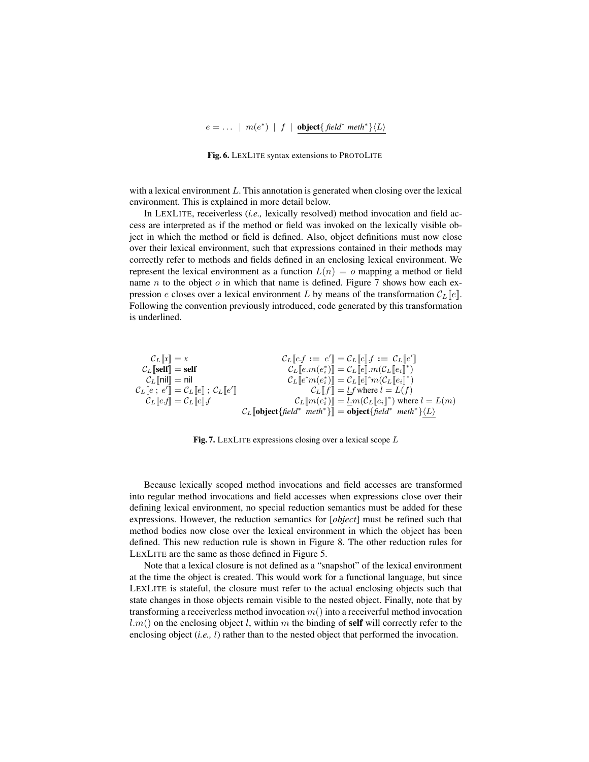$$e = \ldots \;\mid\; m(e^*) \;\mid\; f \;\mid\; \underline{\textbf{object}\{\, \mathit{field}^*\ \mathit{meth}^* \}\langle L \rangle}$$

**Fig. 6.** LEXLITE syntax extensions to PROTOLITE

with a lexical environment $L$. This annotation is generated when closing over the lexical environment. This is explained in more detail below.

In LEXLITE, receiverless (*i.e.,* lexically resolved) method invocation and field access are interpreted as if the method or field was invoked on the lexically visible object in which the method or field is defined. Also, object definitions must now close over their lexical environment, such that expressions contained in their methods may correctly refer to methods and fields defined in an enclosing lexical environment. We represent the lexical environment as a function $L(n) = o$ mapping a method or field name $n$ to the object $o$ in which that name is defined. Figure 7 shows how each expression $e$ closes over a lexical environment $L$ by means of the transformation $\mathcal{C}_L[\![e]\!]$. Following the convention previously introduced, code generated by this transformation is underlined.

$$
\begin{array}{rl}
\mathcal{C}_L[\![x]\!] = x & \mathcal{C}_L[\![e.f := e']\!] = \mathcal{C}_L[\![e]\!].f := \mathcal{C}_L[\![e']\!] \\
\mathcal{C}_L[\![\textbf{self}]\!] = \textbf{self} & \mathcal{C}_L[\![e.m(e_i^*)]\!] = \mathcal{C}_L[\![e]\!].m(\mathcal{C}_L[\![e_i]\!]^*) \\
\mathcal{C}_L[\![\mathsf{nil}]\!] = \mathsf{nil} & \mathcal{C}_L[\![e\hat{\ }m(e_i^*)]\!] = \mathcal{C}_L[\![e]\!]\hat{\ }m(\mathcal{C}_L[\![e_i]\!]^*) \\
\mathcal{C}_L[\![e\ ;\ e']\!] = \mathcal{C}_L[\![e]\!]\ ;\ \mathcal{C}_L[\![e']\!] & \mathcal{C}_L[\![f]\!] = \underline{l.}f \text{ where } l = L(f) \\
\mathcal{C}_L[\![e.f]\!] = \mathcal{C}_L[\![e]\!].f & \mathcal{C}_L[\![m(e_i^*)]\!] = \underline{l.}m(\mathcal{C}_L[\![e_i]\!]^*) \text{ where } l = L(m) \\
 & \mathcal{C}_L[\![\textbf{object}\{\mathit{field}^*\ \mathit{meth}^*\}]\!] = \textbf{object}\{\mathit{field}^*\ \mathit{meth}^*\}\underline{\langle L \rangle}
\end{array}
$$

**Fig. 7.** LEXLITE expressions closing over a lexical scope $L$

Because lexically scoped method invocations and field accesses are transformed into regular method invocations and field accesses when expressions close over their defining lexical environment, no special reduction semantics must be added for these expressions. However, the reduction semantics for [*object*] must be refined such that method bodies now close over the lexical environment in which the object has been defined. This new reduction rule is shown in Figure 8. The other reduction rules for LEXLITE are the same as those defined in Figure 5.

Note that a lexical closure is not defined as a "snapshot" of the lexical environment at the time the object is created. This would work for a functional language, but since LEXLITE is stateful, the closure must refer to the actual enclosing objects such that state changes in those objects remain visible to the nested object. Finally, note that by transforming a receiverless method invocation $m()$ into a receiverful method invocation $l.m()$ on the enclosing object $l$, within $m$ the binding of **self** will correctly refer to the enclosing object (*i.e.,* $l$) rather than to the nested object that performed the invocation.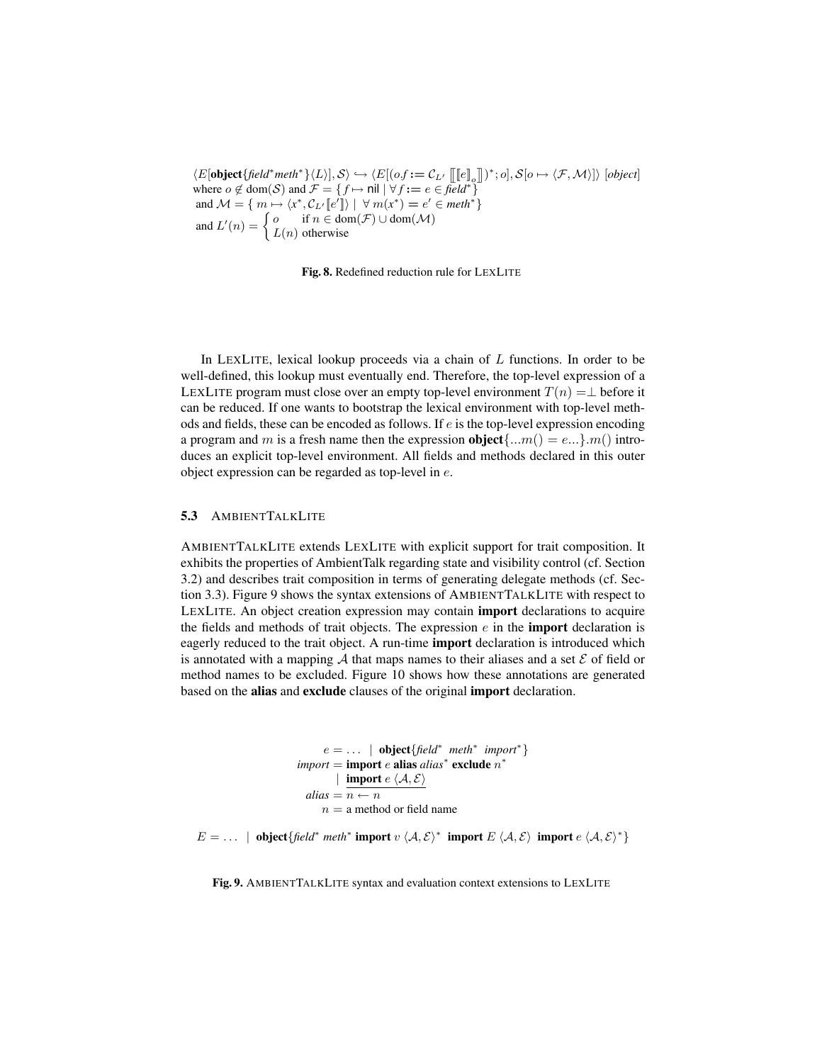$$\langle E[\textbf{object}\{\textit{field}^*\textit{meth}^*\}\langle L\rangle], \mathcal{S}\rangle \hookrightarrow \langle E[(o.f := \mathcal{C}_{L'}\ [\![ [\![e]\!]_o ]\!])^*; o], \mathcal{S}[o \mapsto \langle \mathcal{F}, \mathcal{M}\rangle]\rangle\ [\textit{object}]$$
where $o \notin \text{dom}(\mathcal{S})$ and $\mathcal{F} = \{ f \mapsto \textsf{nil} \mid \forall f := e \in \textit{field}^* \}$
and $\mathcal{M} = \{ m \mapsto \langle x^*, \mathcal{C}_{L'}[\![e']\!]\rangle \mid \forall\ m(x^*) = e' \in \textit{meth}^* \}$
and $L'(n) = \begin{cases} o & \text{if } n \in \text{dom}(\mathcal{F}) \cup \text{dom}(\mathcal{M}) \\ L(n) & \text{otherwise} \end{cases}$

**Fig. 8.** Redefined reduction rule for LEXLITE

In LEXLITE, lexical lookup proceeds via a chain of $L$ functions. In order to be well-defined, this lookup must eventually end. Therefore, the top-level expression of a LEXLITE program must close over an empty top-level environment $T(n) = \perp$ before it can be reduced. If one wants to bootstrap the lexical environment with top-level methods and fields, these can be encoded as follows. If $e$ is the top-level expression encoding a program and $m$ is a fresh name then the expression **object**$\{...m() = e...\}.m()$ introduces an explicit top-level environment. All fields and methods declared in this outer object expression can be regarded as top-level in $e$.

### 5.3 AMBIENTTALKLITE

AMBIENTTALKLITE extends LEXLITE with explicit support for trait composition. It exhibits the properties of AmbientTalk regarding state and visibility control (cf. Section 3.2) and describes trait composition in terms of generating delegate methods (cf. Section 3.3). Figure 9 shows the syntax extensions of AMBIENTTALKLITE with respect to LEXLITE. An object creation expression may contain **import** declarations to acquire the fields and methods of trait objects. The expression $e$ in the **import** declaration is eagerly reduced to the trait object. A run-time **import** declaration is introduced which is annotated with a mapping $\mathcal{A}$ that maps names to their aliases and a set $\mathcal{E}$ of field or method names to be excluded. Figure 10 shows how these annotations are generated based on the **alias** and **exclude** clauses of the original **import** declaration.

$$
\begin{aligned}
e &= \ldots \mid \textbf{object}\{\textit{field}^*\ \textit{meth}^*\ \textit{import}^*\} \\
\textit{import} &= \textbf{import}\ e\ \textbf{alias}\ \textit{alias}^*\ \textbf{exclude}\ n^* \\
&\quad \mid \underline{\textbf{import}\ e\ \langle \mathcal{A}, \mathcal{E}\rangle} \\
\textit{alias} &= n \leftarrow n \\
n &= \text{a method or field name}
\end{aligned}
$$

$$E = \ldots \mid \textbf{object}\{\textit{field}^*\ \textit{meth}^*\ \textbf{import}\ v\ \langle \mathcal{A}, \mathcal{E}\rangle^*\ \ \textbf{import}\ E\ \langle \mathcal{A}, \mathcal{E}\rangle\ \ \textbf{import}\ e\ \langle \mathcal{A}, \mathcal{E}\rangle^*\}$$

**Fig. 9.** AMBIENTTALKLITE syntax and evaluation context extensions to LEXLITE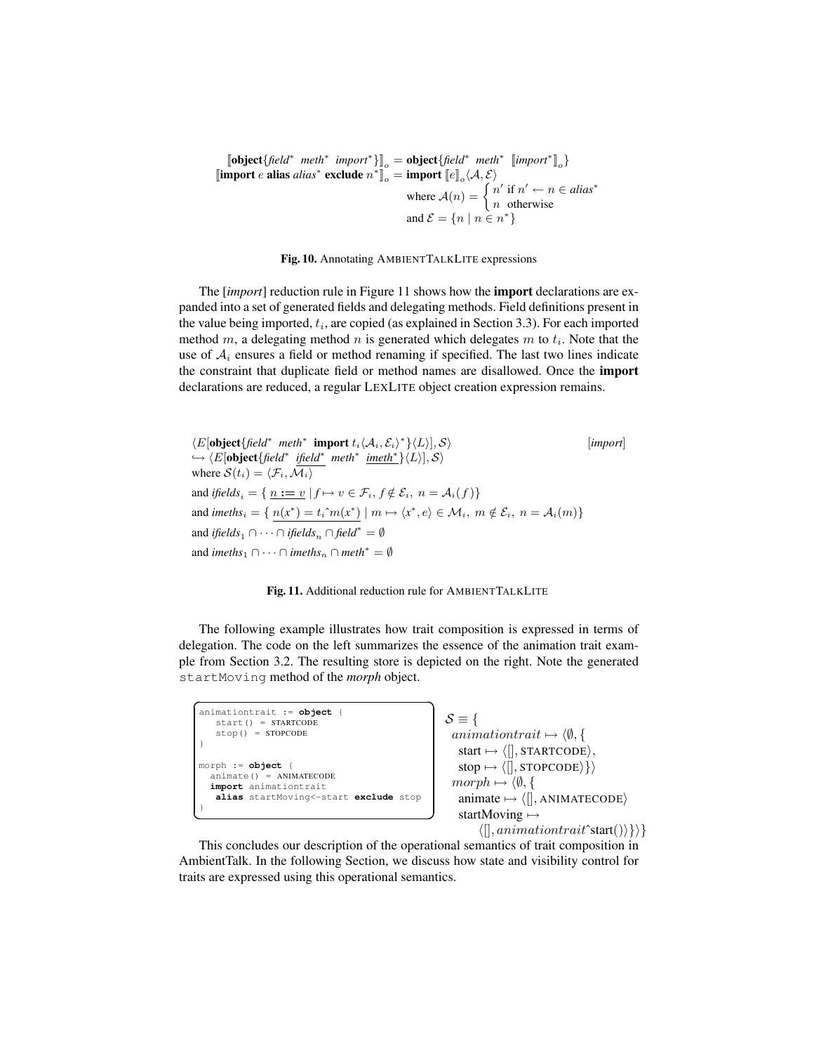$$
\begin{aligned}
[\![\textbf{object}\{\textit{field}^*\ \textit{meth}^*\ \textit{import}^*\}]\!]_o &= \textbf{object}\{\textit{field}^*\ \textit{meth}^*\ [\![\textit{import}^*]\!]_o\} \\
[\![\textbf{import}\ e\ \textbf{alias}\ \textit{alias}^*\ \textbf{exclude}\ n^*]\!]_o &= \textbf{import}\ [\![e]\!]_o\langle \mathcal{A}, \mathcal{E}\rangle \\
&\quad \text{where } \mathcal{A}(n) = \begin{cases} n' & \text{if } n' \leftarrow n \in \textit{alias}^* \\ n & \text{otherwise} \end{cases} \\
&\quad \text{and } \mathcal{E} = \{n \mid n \in n^*\}
\end{aligned}
$$

**Fig. 10.** Annotating AMBIENTTALKLITE expressions

The [*import*] reduction rule in Figure 11 shows how the **import** declarations are expanded into a set of generated fields and delegating methods. Field definitions present in the value being imported, $t_i$, are copied (as explained in Section 3.3). For each imported method $m$, a delegating method $n$ is generated which delegates $m$ to $t_i$. Note that the use of $\mathcal{A}_i$ ensures a field or method renaming if specified. The last two lines indicate the constraint that duplicate field or method names are disallowed. Once the **import** declarations are reduced, a regular LEXLITE object creation expression remains.

$$
\begin{aligned}
&\langle E[\textbf{object}\{\textit{field}^*\ \textit{meth}^*\ \textbf{import}\ t_i\langle \mathcal{A}_i, \mathcal{E}_i\rangle^*\}\langle L\rangle], \mathcal{S}\rangle \qquad [\textit{import}] \\
&\hookrightarrow \langle E[\textbf{object}\{\textit{field}^*\ \underline{\textit{ifield}^*}\ \textit{meth}^*\ \underline{\textit{imeth}^*}\}\langle L\rangle], \mathcal{S}\rangle \\
&\text{where } \mathcal{S}(t_i) = \langle \mathcal{F}_i, \mathcal{M}_i\rangle \\
&\text{and } \textit{ifields}_i = \{\ \underline{n := v} \mid f \mapsto v \in \mathcal{F}_i,\ f \notin \mathcal{E}_i,\ n = \mathcal{A}_i(f)\} \\
&\text{and } \textit{imeths}_i = \{\ \underline{n(x^*) = t_i\hat{\ }m(x^*)} \mid m \mapsto \langle x^*, e\rangle \in \mathcal{M}_i,\ m \notin \mathcal{E}_i,\ n = \mathcal{A}_i(m)\} \\
&\text{and } \textit{ifields}_1 \cap \cdots \cap \textit{ifields}_n \cap \textit{field}^* = \emptyset \\
&\text{and } \textit{imeths}_1 \cap \cdots \cap \textit{imeths}_n \cap \textit{meth}^* = \emptyset
\end{aligned}
$$

**Fig. 11.** Additional reduction rule for AMBIENTTALKLITE

The following example illustrates how trait composition is expressed in terms of delegation. The code on the left summarizes the essence of the animation trait example from Section 3.2. The resulting store is depicted on the right. Note the generated `startMoving` method of the *morph* object.

```
animationtrait := object {
   start() = STARTCODE
   stop() = STOPCODE
}

morph := object {
  animate() = ANIMATECODE
  import animationtrait
   alias startMoving<-start exclude stop
}
```

$$
\begin{aligned}
\mathcal{S} \equiv \{ \\
&\textit{animationtrait} \mapsto \langle \emptyset, \{ \\
&\quad \text{start} \mapsto \langle [], \text{STARTCODE}\rangle, \\
&\quad \text{stop} \mapsto \langle [], \text{STOPCODE}\rangle\}\rangle \\
&\textit{morph} \mapsto \langle \emptyset, \{ \\
&\quad \text{animate} \mapsto \langle [], \text{ANIMATECODE}\rangle \\
&\quad \text{startMoving} \mapsto \\
&\qquad \langle [], \textit{animationtrait}\hat{\ }\text{start}()\rangle\}\rangle\}
\end{aligned}
$$

This concludes our description of the operational semantics of trait composition in AmbientTalk. In the following Section, we discuss how state and visibility control for traits are expressed using this operational semantics.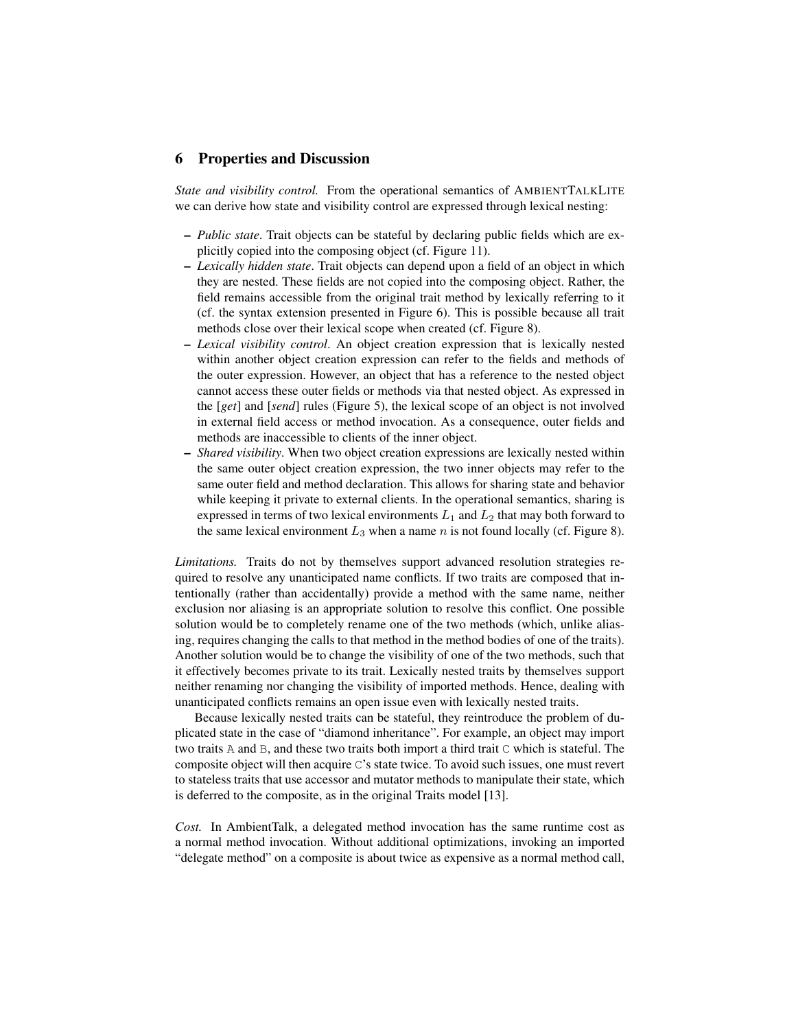## 6 Properties and Discussion

*State and visibility control.* From the operational semantics of AMBIENTTALKLITE we can derive how state and visibility control are expressed through lexical nesting:

- *Public state*. Trait objects can be stateful by declaring public fields which are explicitly copied into the composing object (cf. Figure 11).
- *Lexically hidden state*. Trait objects can depend upon a field of an object in which they are nested. These fields are not copied into the composing object. Rather, the field remains accessible from the original trait method by lexically referring to it (cf. the syntax extension presented in Figure 6). This is possible because all trait methods close over their lexical scope when created (cf. Figure 8).
- *Lexical visibility control*. An object creation expression that is lexically nested within another object creation expression can refer to the fields and methods of the outer expression. However, an object that has a reference to the nested object cannot access these outer fields or methods via that nested object. As expressed in the [*get*] and [*send*] rules (Figure 5), the lexical scope of an object is not involved in external field access or method invocation. As a consequence, outer fields and methods are inaccessible to clients of the inner object.
- *Shared visibility*. When two object creation expressions are lexically nested within the same outer object creation expression, the two inner objects may refer to the same outer field and method declaration. This allows for sharing state and behavior while keeping it private to external clients. In the operational semantics, sharing is expressed in terms of two lexical environments $L_1$ and $L_2$ that may both forward to the same lexical environment $L_3$ when a name $n$ is not found locally (cf. Figure 8).

*Limitations.* Traits do not by themselves support advanced resolution strategies required to resolve any unanticipated name conflicts. If two traits are composed that intentionally (rather than accidentally) provide a method with the same name, neither exclusion nor aliasing is an appropriate solution to resolve this conflict. One possible solution would be to completely rename one of the two methods (which, unlike aliasing, requires changing the calls to that method in the method bodies of one of the traits). Another solution would be to change the visibility of one of the two methods, such that it effectively becomes private to its trait. Lexically nested traits by themselves support neither renaming nor changing the visibility of imported methods. Hence, dealing with unanticipated conflicts remains an open issue even with lexically nested traits.

Because lexically nested traits can be stateful, they reintroduce the problem of duplicated state in the case of "diamond inheritance". For example, an object may import two traits `A` and `B`, and these two traits both import a third trait `C` which is stateful. The composite object will then acquire `C`'s state twice. To avoid such issues, one must revert to stateless traits that use accessor and mutator methods to manipulate their state, which is deferred to the composite, as in the original Traits model [13].

*Cost.* In AmbientTalk, a delegated method invocation has the same runtime cost as a normal method invocation. Without additional optimizations, invoking an imported "delegate method" on a composite is about twice as expensive as a normal method call,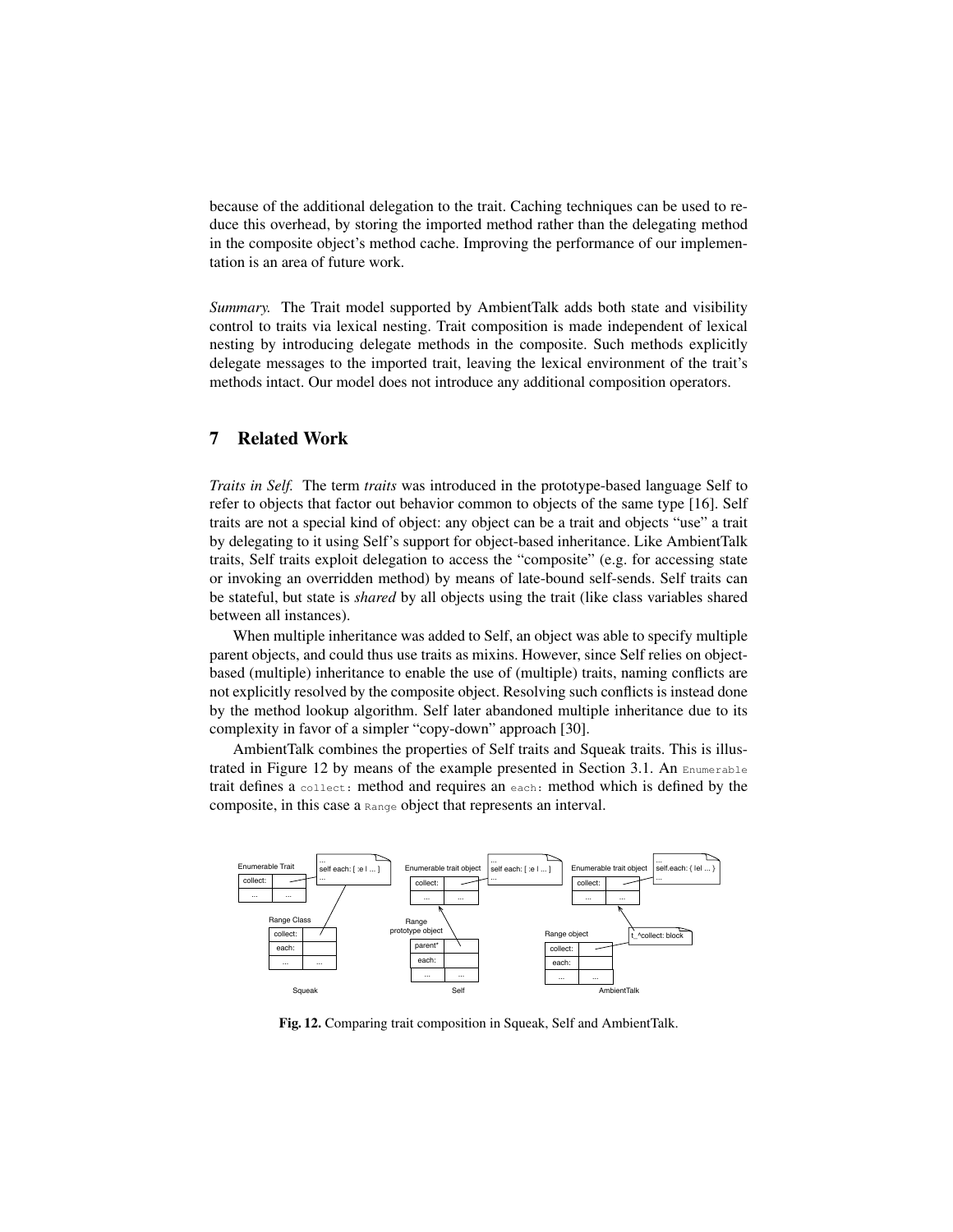because of the additional delegation to the trait. Caching techniques can be used to reduce this overhead, by storing the imported method rather than the delegating method in the composite object's method cache. Improving the performance of our implementation is an area of future work.

*Summary.* The Trait model supported by AmbientTalk adds both state and visibility control to traits via lexical nesting. Trait composition is made independent of lexical nesting by introducing delegate methods in the composite. Such methods explicitly delegate messages to the imported trait, leaving the lexical environment of the trait's methods intact. Our model does not introduce any additional composition operators.

## 7 Related Work

*Traits in Self.* The term *traits* was introduced in the prototype-based language Self to refer to objects that factor out behavior common to objects of the same type [16]. Self traits are not a special kind of object: any object can be a trait and objects "use" a trait by delegating to it using Self's support for object-based inheritance. Like AmbientTalk traits, Self traits exploit delegation to access the "composite" (e.g. for accessing state or invoking an overridden method) by means of late-bound self-sends. Self traits can be stateful, but state is *shared* by all objects using the trait (like class variables shared between all instances).

When multiple inheritance was added to Self, an object was able to specify multiple parent objects, and could thus use traits as mixins. However, since Self relies on object-based (multiple) inheritance to enable the use of (multiple) traits, naming conflicts are not explicitly resolved by the composite object. Resolving such conflicts is instead done by the method lookup algorithm. Self later abandoned multiple inheritance due to its complexity in favor of a simpler "copy-down" approach [30].

AmbientTalk combines the properties of Self traits and Squeak traits. This is illustrated in Figure 12 by means of the example presented in Section 3.1. An `Enumerable` trait defines a `collect:` method and requires an `each:` method which is defined by the composite, in this case a `Range` object that represents an interval.

Enumerable Trait
collect:
...
self each: [ :e | ... ]
Range Class
collect:
each:
Squeak

Enumerable trait object
collect:
self each: [ :e | ... ]
Range prototype object
parent*
each:
Self

Enumerable trait object
collect:
self.each: { |e| ... }
Range object
collect:
each:
t_^collect: block
AmbientTalk

**Fig. 12.** Comparing trait composition in Squeak, Self and AmbientTalk.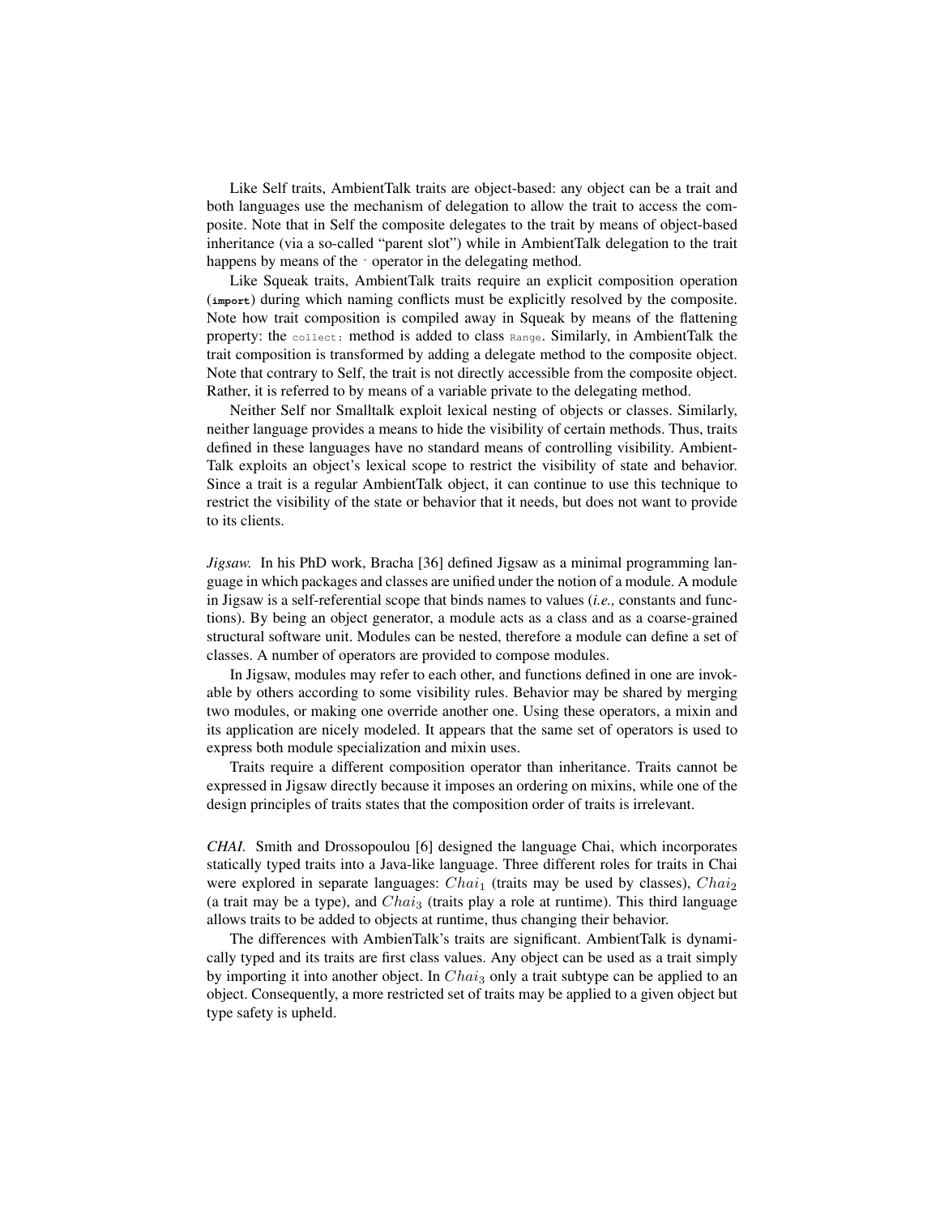Like Self traits, AmbientTalk traits are object-based: any object can be a trait and both languages use the mechanism of delegation to allow the trait to access the composite. Note that in Self the composite delegates to the trait by means of object-based inheritance (via a so-called "parent slot") while in AmbientTalk delegation to the trait happens by means of the ^ operator in the delegating method.

Like Squeak traits, AmbientTalk traits require an explicit composition operation (**`import`**) during which naming conflicts must be explicitly resolved by the composite. Note how trait composition is compiled away in Squeak by means of the flattening property: the `collect:` method is added to class `Range`. Similarly, in AmbientTalk the trait composition is transformed by adding a delegate method to the composite object. Note that contrary to Self, the trait is not directly accessible from the composite object. Rather, it is referred to by means of a variable private to the delegating method.

Neither Self nor Smalltalk exploit lexical nesting of objects or classes. Similarly, neither language provides a means to hide the visibility of certain methods. Thus, traits defined in these languages have no standard means of controlling visibility. AmbientTalk exploits an object's lexical scope to restrict the visibility of state and behavior. Since a trait is a regular AmbientTalk object, it can continue to use this technique to restrict the visibility of the state or behavior that it needs, but does not want to provide to its clients.

*Jigsaw.* In his PhD work, Bracha [36] defined Jigsaw as a minimal programming language in which packages and classes are unified under the notion of a module. A module in Jigsaw is a self-referential scope that binds names to values (*i.e.,* constants and functions). By being an object generator, a module acts as a class and as a coarse-grained structural software unit. Modules can be nested, therefore a module can define a set of classes. A number of operators are provided to compose modules.

In Jigsaw, modules may refer to each other, and functions defined in one are invokable by others according to some visibility rules. Behavior may be shared by merging two modules, or making one override another one. Using these operators, a mixin and its application are nicely modeled. It appears that the same set of operators is used to express both module specialization and mixin uses.

Traits require a different composition operator than inheritance. Traits cannot be expressed in Jigsaw directly because it imposes an ordering on mixins, while one of the design principles of traits states that the composition order of traits is irrelevant.

*CHAI.* Smith and Drossopoulou [6] designed the language Chai, which incorporates statically typed traits into a Java-like language. Three different roles for traits in Chai were explored in separate languages: $Chai_1$ (traits may be used by classes), $Chai_2$ (a trait may be a type), and $Chai_3$ (traits play a role at runtime). This third language allows traits to be added to objects at runtime, thus changing their behavior.

The differences with AmbienTalk's traits are significant. AmbientTalk is dynamically typed and its traits are first class values. Any object can be used as a trait simply by importing it into another object. In $Chai_3$ only a trait subtype can be applied to an object. Consequently, a more restricted set of traits may be applied to a given object but type safety is upheld.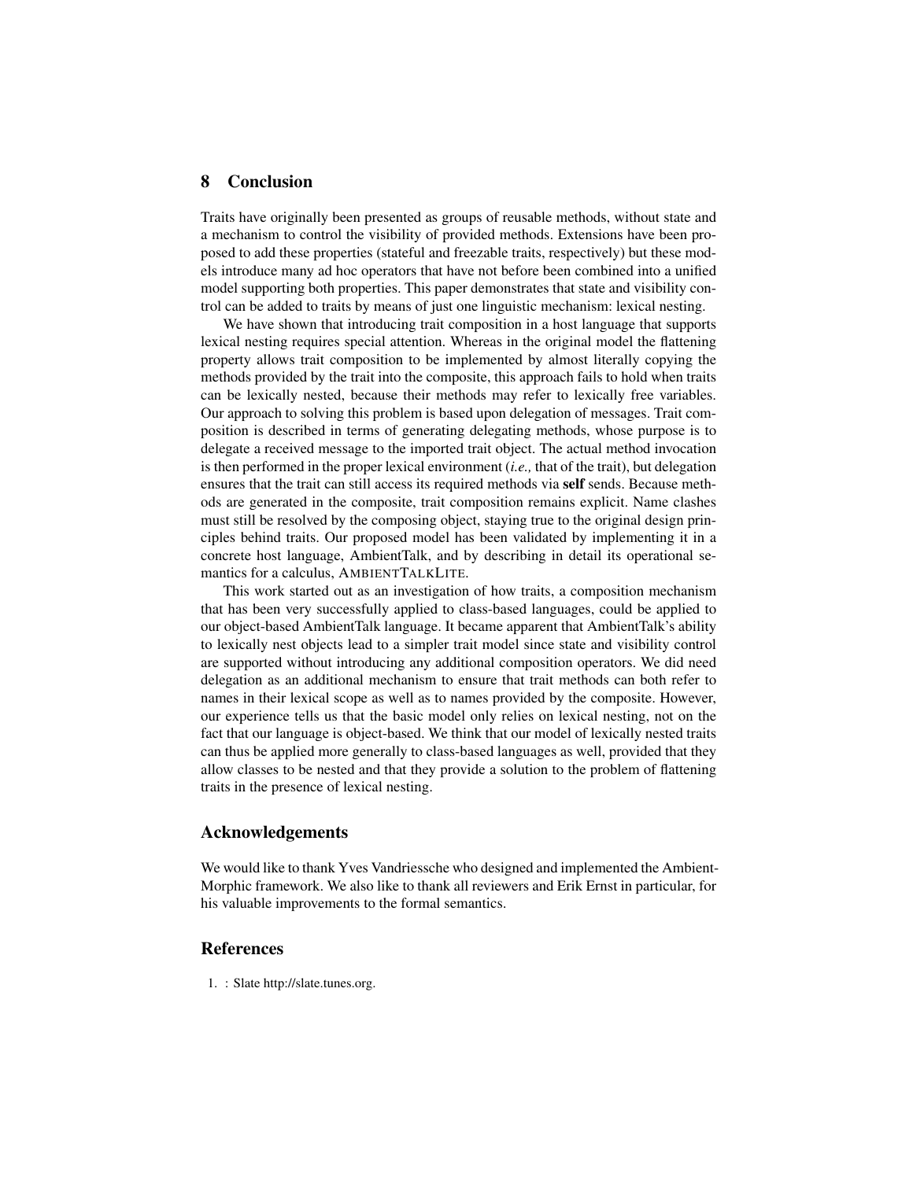## 8 Conclusion

Traits have originally been presented as groups of reusable methods, without state and a mechanism to control the visibility of provided methods. Extensions have been proposed to add these properties (stateful and freezable traits, respectively) but these models introduce many ad hoc operators that have not before been combined into a unified model supporting both properties. This paper demonstrates that state and visibility control can be added to traits by means of just one linguistic mechanism: lexical nesting.

We have shown that introducing trait composition in a host language that supports lexical nesting requires special attention. Whereas in the original model the flattening property allows trait composition to be implemented by almost literally copying the methods provided by the trait into the composite, this approach fails to hold when traits can be lexically nested, because their methods may refer to lexically free variables. Our approach to solving this problem is based upon delegation of messages. Trait composition is described in terms of generating delegating methods, whose purpose is to delegate a received message to the imported trait object. The actual method invocation is then performed in the proper lexical environment (*i.e.,* that of the trait), but delegation ensures that the trait can still access its required methods via **self** sends. Because methods are generated in the composite, trait composition remains explicit. Name clashes must still be resolved by the composing object, staying true to the original design principles behind traits. Our proposed model has been validated by implementing it in a concrete host language, AmbientTalk, and by describing in detail its operational semantics for a calculus, AMBIENTTALKLITE.

This work started out as an investigation of how traits, a composition mechanism that has been very successfully applied to class-based languages, could be applied to our object-based AmbientTalk language. It became apparent that AmbientTalk's ability to lexically nest objects lead to a simpler trait model since state and visibility control are supported without introducing any additional composition operators. We did need delegation as an additional mechanism to ensure that trait methods can both refer to names in their lexical scope as well as to names provided by the composite. However, our experience tells us that the basic model only relies on lexical nesting, not on the fact that our language is object-based. We think that our model of lexically nested traits can thus be applied more generally to class-based languages as well, provided that they allow classes to be nested and that they provide a solution to the problem of flattening traits in the presence of lexical nesting.

## Acknowledgements

We would like to thank Yves Vandriessche who designed and implemented the AmbientMorphic framework. We also like to thank all reviewers and Erik Ernst in particular, for his valuable improvements to the formal semantics.

## References

1. : Slate http://slate.tunes.org.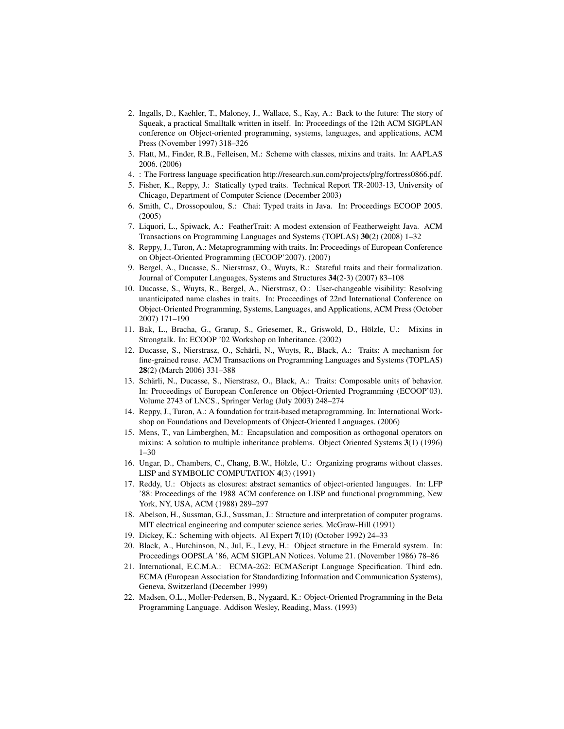2. Ingalls, D., Kaehler, T., Maloney, J., Wallace, S., Kay, A.: Back to the future: The story of Squeak, a practical Smalltalk written in itself. In: Proceedings of the 12th ACM SIGPLAN conference on Object-oriented programming, systems, languages, and applications, ACM Press (November 1997) 318–326
3. Flatt, M., Finder, R.B., Felleisen, M.: Scheme with classes, mixins and traits. In: AAPLAS 2006. (2006)
4. : The Fortress language specification http://research.sun.com/projects/plrg/fortress0866.pdf.
5. Fisher, K., Reppy, J.: Statically typed traits. Technical Report TR-2003-13, University of Chicago, Department of Computer Science (December 2003)
6. Smith, C., Drossopoulou, S.: Chai: Typed traits in Java. In: Proceedings ECOOP 2005. (2005)
7. Liquori, L., Spiwack, A.: FeatherTrait: A modest extension of Featherweight Java. ACM Transactions on Programming Languages and Systems (TOPLAS) **30**(2) (2008) 1–32
8. Reppy, J., Turon, A.: Metaprogramming with traits. In: Proceedings of European Conference on Object-Oriented Programming (ECOOP'2007). (2007)
9. Bergel, A., Ducasse, S., Nierstrasz, O., Wuyts, R.: Stateful traits and their formalization. Journal of Computer Languages, Systems and Structures **34**(2-3) (2007) 83–108
10. Ducasse, S., Wuyts, R., Bergel, A., Nierstrasz, O.: User-changeable visibility: Resolving unanticipated name clashes in traits. In: Proceedings of 22nd International Conference on Object-Oriented Programming, Systems, Languages, and Applications, ACM Press (October 2007) 171–190
11. Bak, L., Bracha, G., Grarup, S., Griesemer, R., Griswold, D., Hölzle, U.: Mixins in Strongtalk. In: ECOOP '02 Workshop on Inheritance. (2002)
12. Ducasse, S., Nierstrasz, O., Schärli, N., Wuyts, R., Black, A.: Traits: A mechanism for fine-grained reuse. ACM Transactions on Programming Languages and Systems (TOPLAS) **28**(2) (March 2006) 331–388
13. Schärli, N., Ducasse, S., Nierstrasz, O., Black, A.: Traits: Composable units of behavior. In: Proceedings of European Conference on Object-Oriented Programming (ECOOP'03). Volume 2743 of LNCS., Springer Verlag (July 2003) 248–274
14. Reppy, J., Turon, A.: A foundation for trait-based metaprogramming. In: International Workshop on Foundations and Developments of Object-Oriented Languages. (2006)
15. Mens, T., van Limberghen, M.: Encapsulation and composition as orthogonal operators on mixins: A solution to multiple inheritance problems. Object Oriented Systems **3**(1) (1996) 1–30
16. Ungar, D., Chambers, C., Chang, B.W., Hölzle, U.: Organizing programs without classes. LISP and SYMBOLIC COMPUTATION **4**(3) (1991)
17. Reddy, U.: Objects as closures: abstract semantics of object-oriented languages. In: LFP '88: Proceedings of the 1988 ACM conference on LISP and functional programming, New York, NY, USA, ACM (1988) 289–297
18. Abelson, H., Sussman, G.J., Sussman, J.: Structure and interpretation of computer programs. MIT electrical engineering and computer science series. McGraw-Hill (1991)
19. Dickey, K.: Scheming with objects. AI Expert **7**(10) (October 1992) 24–33
20. Black, A., Hutchinson, N., Jul, E., Levy, H.: Object structure in the Emerald system. In: Proceedings OOPSLA '86, ACM SIGPLAN Notices. Volume 21. (November 1986) 78–86
21. International, E.C.M.A.: ECMA-262: ECMAScript Language Specification. Third edn. ECMA (European Association for Standardizing Information and Communication Systems), Geneva, Switzerland (December 1999)
22. Madsen, O.L., Moller-Pedersen, B., Nygaard, K.: Object-Oriented Programming in the Beta Programming Language. Addison Wesley, Reading, Mass. (1993)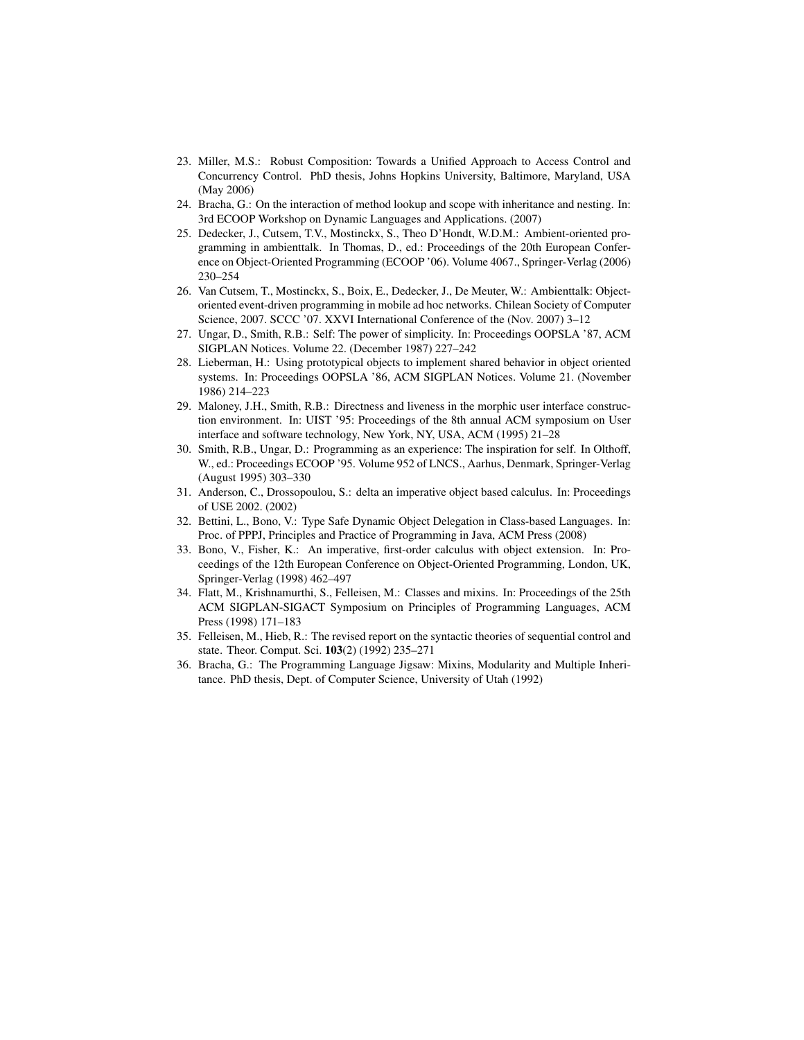23. Miller, M.S.: Robust Composition: Towards a Unified Approach to Access Control and Concurrency Control. PhD thesis, Johns Hopkins University, Baltimore, Maryland, USA (May 2006)
24. Bracha, G.: On the interaction of method lookup and scope with inheritance and nesting. In: 3rd ECOOP Workshop on Dynamic Languages and Applications. (2007)
25. Dedecker, J., Cutsem, T.V., Mostinckx, S., Theo D'Hondt, W.D.M.: Ambient-oriented programming in ambienttalk. In Thomas, D., ed.: Proceedings of the 20th European Conference on Object-Oriented Programming (ECOOP '06). Volume 4067., Springer-Verlag (2006) 230–254
26. Van Cutsem, T., Mostinckx, S., Boix, E., Dedecker, J., De Meuter, W.: Ambienttalk: Object-oriented event-driven programming in mobile ad hoc networks. Chilean Society of Computer Science, 2007. SCCC '07. XXVI International Conference of the (Nov. 2007) 3–12
27. Ungar, D., Smith, R.B.: Self: The power of simplicity. In: Proceedings OOPSLA '87, ACM SIGPLAN Notices. Volume 22. (December 1987) 227–242
28. Lieberman, H.: Using prototypical objects to implement shared behavior in object oriented systems. In: Proceedings OOPSLA '86, ACM SIGPLAN Notices. Volume 21. (November 1986) 214–223
29. Maloney, J.H., Smith, R.B.: Directness and liveness in the morphic user interface construction environment. In: UIST '95: Proceedings of the 8th annual ACM symposium on User interface and software technology, New York, NY, USA, ACM (1995) 21–28
30. Smith, R.B., Ungar, D.: Programming as an experience: The inspiration for self. In Olthoff, W., ed.: Proceedings ECOOP '95. Volume 952 of LNCS., Aarhus, Denmark, Springer-Verlag (August 1995) 303–330
31. Anderson, C., Drossopoulou, S.: delta an imperative object based calculus. In: Proceedings of USE 2002. (2002)
32. Bettini, L., Bono, V.: Type Safe Dynamic Object Delegation in Class-based Languages. In: Proc. of PPPJ, Principles and Practice of Programming in Java, ACM Press (2008)
33. Bono, V., Fisher, K.: An imperative, first-order calculus with object extension. In: Proceedings of the 12th European Conference on Object-Oriented Programming, London, UK, Springer-Verlag (1998) 462–497
34. Flatt, M., Krishnamurthi, S., Felleisen, M.: Classes and mixins. In: Proceedings of the 25th ACM SIGPLAN-SIGACT Symposium on Principles of Programming Languages, ACM Press (1998) 171–183
35. Felleisen, M., Hieb, R.: The revised report on the syntactic theories of sequential control and state. Theor. Comput. Sci. **103**(2) (1992) 235–271
36. Bracha, G.: The Programming Language Jigsaw: Mixins, Modularity and Multiple Inheritance. PhD thesis, Dept. of Computer Science, University of Utah (1992)